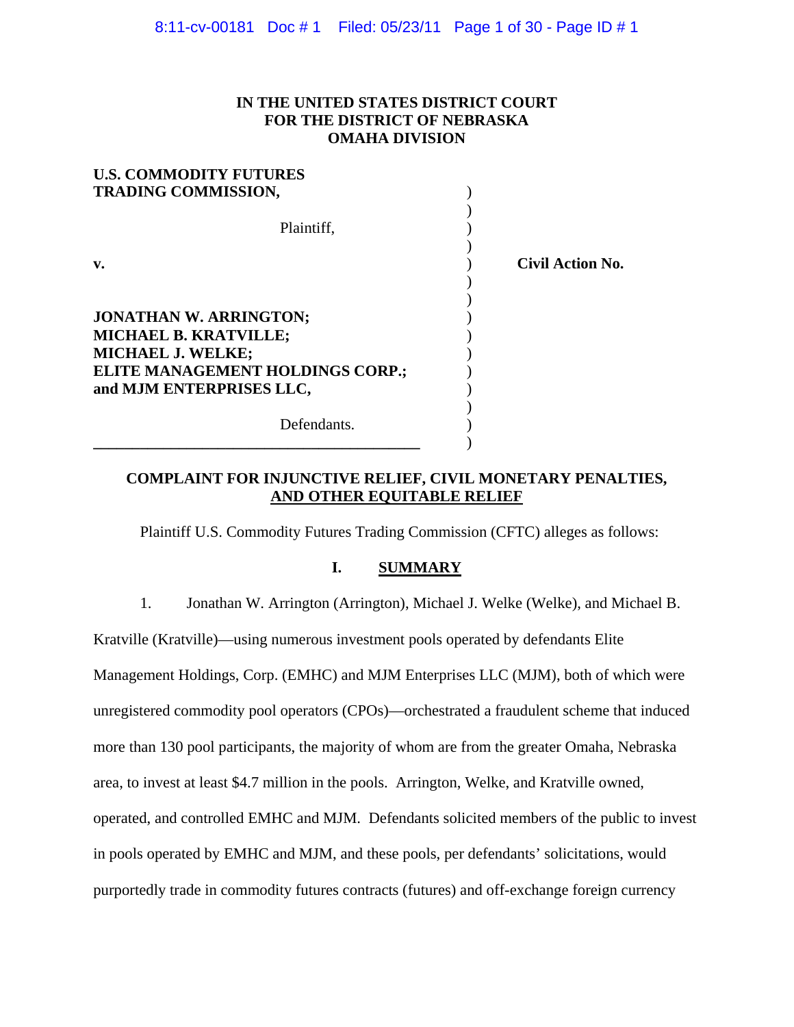# IN THE UNITED STATES DISTRICT COURT FOR THE DISTRICT OF NEBRASKA OMAHA DIVISION

**U.S. COMMODITY FUTURES TRADING COMMISSION,**

Plaintiff,

**v.**

**JONATHAN W. ARRINGTON; MICHAEL B. KRATVILLE; MICHAEL J. WELKE; ELITE MANAGEMENT HOLDINGS CORP.; and MJM ENTERPRISES LLC,**

Defendants.

**Civil Action No.**

## COMPLAINT FOR INJUNCTIVE RELIEF, CIVIL MONETARY PENALTIES, AND OTHER EQUITABLE RELIEF

Plaintiff U.S. Commodity Futures Trading Commission (CFTC) alleges as follows:

## I. SUMMARY

1. Jonathan W. Arrington (Arrington), Michael J. Welke (Welke), and Michael B. Kratville (Kratville)—using numerous investment pools operated by defendants Elite Management Holdings, Corp. (EMHC) and MJM Enterprises LLC (MJM), both of which were unregistered commodity pool operators (CPOs)—orchestrated a fraudulent scheme that induced more than 130 pool participants, the majority of whom are from the greater Omaha, Nebraska area, to invest at least $4.7 million in the pools. Arrington, Welke, and Kratville owned, operated, and controlled EMHC and MJM. Defendants solicited members of the public to invest in pools operated by EMHC and MJM, and these pools, per defendants' solicitations, would purportedly trade in commodity futures contracts (futures) and off-exchange foreign currency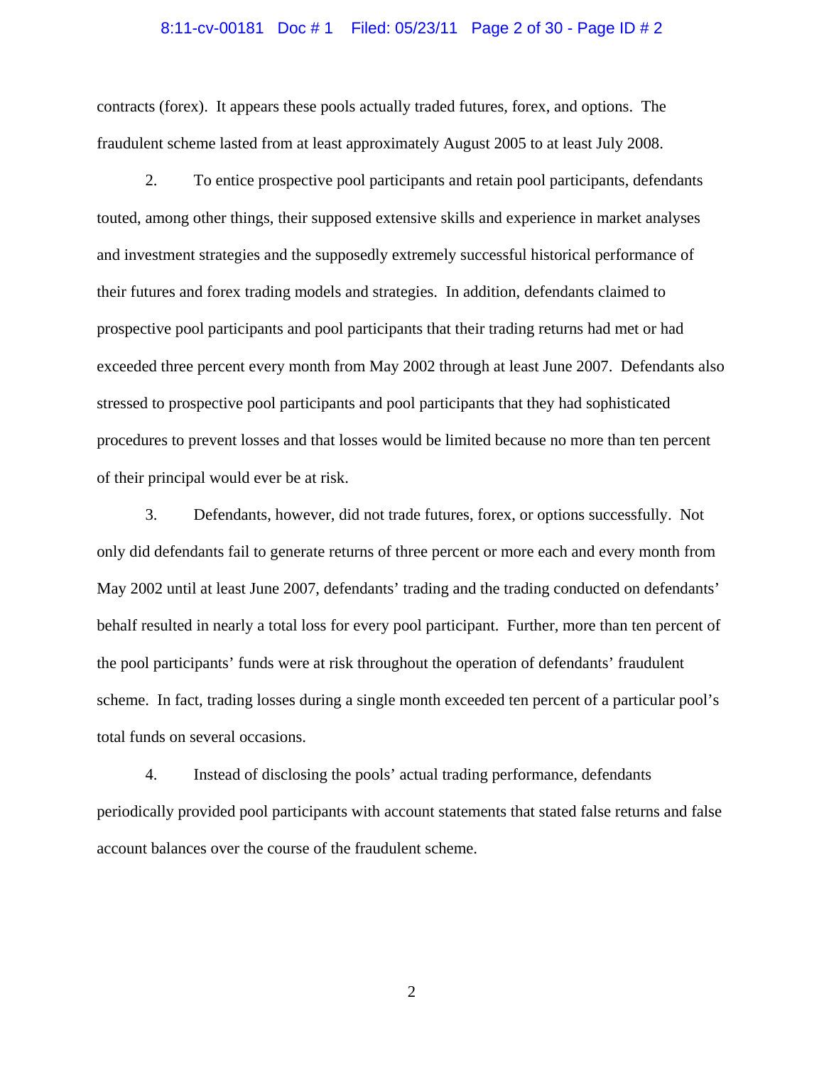contracts (forex). It appears these pools actually traded futures, forex, and options. The fraudulent scheme lasted from at least approximately August 2005 to at least July 2008.

2. To entice prospective pool participants and retain pool participants, defendants touted, among other things, their supposed extensive skills and experience in market analyses and investment strategies and the supposedly extremely successful historical performance of their futures and forex trading models and strategies. In addition, defendants claimed to prospective pool participants and pool participants that their trading returns had met or had exceeded three percent every month from May 2002 through at least June 2007. Defendants also stressed to prospective pool participants and pool participants that they had sophisticated procedures to prevent losses and that losses would be limited because no more than ten percent of their principal would ever be at risk.

3. Defendants, however, did not trade futures, forex, or options successfully. Not only did defendants fail to generate returns of three percent or more each and every month from May 2002 until at least June 2007, defendants' trading and the trading conducted on defendants' behalf resulted in nearly a total loss for every pool participant. Further, more than ten percent of the pool participants' funds were at risk throughout the operation of defendants' fraudulent scheme. In fact, trading losses during a single month exceeded ten percent of a particular pool's total funds on several occasions.

4. Instead of disclosing the pools' actual trading performance, defendants periodically provided pool participants with account statements that stated false returns and false account balances over the course of the fraudulent scheme.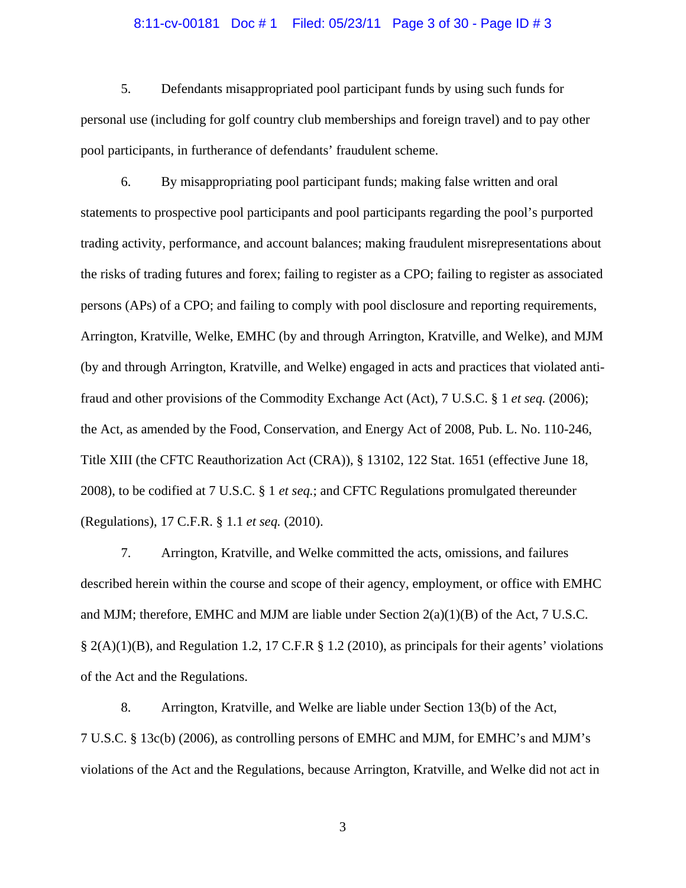5. Defendants misappropriated pool participant funds by using such funds for personal use (including for golf country club memberships and foreign travel) and to pay other pool participants, in furtherance of defendants' fraudulent scheme.

6. By misappropriating pool participant funds; making false written and oral statements to prospective pool participants and pool participants regarding the pool's purported trading activity, performance, and account balances; making fraudulent misrepresentations about the risks of trading futures and forex; failing to register as a CPO; failing to register as associated persons (APs) of a CPO; and failing to comply with pool disclosure and reporting requirements, Arrington, Kratville, Welke, EMHC (by and through Arrington, Kratville, and Welke), and MJM (by and through Arrington, Kratville, and Welke) engaged in acts and practices that violated anti-fraud and other provisions of the Commodity Exchange Act (Act), 7 U.S.C. § 1 *et seq.* (2006); the Act, as amended by the Food, Conservation, and Energy Act of 2008, Pub. L. No. 110-246, Title XIII (the CFTC Reauthorization Act (CRA)), § 13102, 122 Stat. 1651 (effective June 18, 2008), to be codified at 7 U.S.C. § 1 *et seq.*; and CFTC Regulations promulgated thereunder (Regulations), 17 C.F.R. § 1.1 *et seq.* (2010).

7. Arrington, Kratville, and Welke committed the acts, omissions, and failures described herein within the course and scope of their agency, employment, or office with EMHC and MJM; therefore, EMHC and MJM are liable under Section 2(a)(1)(B) of the Act, 7 U.S.C. § 2(A)(1)(B), and Regulation 1.2, 17 C.F.R § 1.2 (2010), as principals for their agents' violations of the Act and the Regulations.

8. Arrington, Kratville, and Welke are liable under Section 13(b) of the Act, 7 U.S.C. § 13c(b) (2006), as controlling persons of EMHC and MJM, for EMHC's and MJM's violations of the Act and the Regulations, because Arrington, Kratville, and Welke did not act in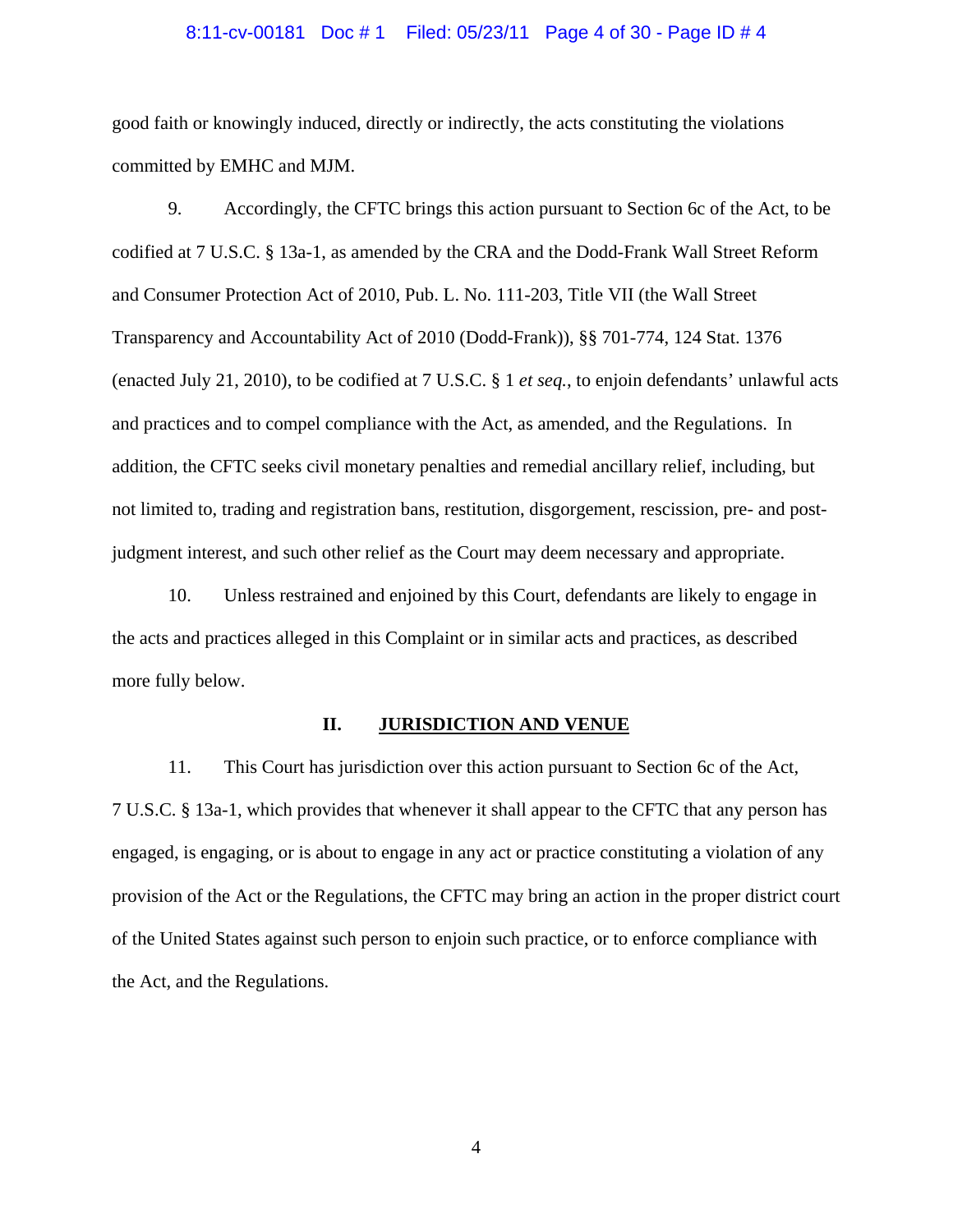good faith or knowingly induced, directly or indirectly, the acts constituting the violations committed by EMHC and MJM.

9. Accordingly, the CFTC brings this action pursuant to Section 6c of the Act, to be codified at 7 U.S.C. § 13a-1, as amended by the CRA and the Dodd-Frank Wall Street Reform and Consumer Protection Act of 2010, Pub. L. No. 111-203, Title VII (the Wall Street Transparency and Accountability Act of 2010 (Dodd-Frank)), §§ 701-774, 124 Stat. 1376 (enacted July 21, 2010), to be codified at 7 U.S.C. § 1 *et seq.*, to enjoin defendants' unlawful acts and practices and to compel compliance with the Act, as amended, and the Regulations. In addition, the CFTC seeks civil monetary penalties and remedial ancillary relief, including, but not limited to, trading and registration bans, restitution, disgorgement, rescission, pre- and post-judgment interest, and such other relief as the Court may deem necessary and appropriate.

10. Unless restrained and enjoined by this Court, defendants are likely to engage in the acts and practices alleged in this Complaint or in similar acts and practices, as described more fully below.

## II. JURISDICTION AND VENUE

11. This Court has jurisdiction over this action pursuant to Section 6c of the Act, 7 U.S.C. § 13a-1, which provides that whenever it shall appear to the CFTC that any person has engaged, is engaging, or is about to engage in any act or practice constituting a violation of any provision of the Act or the Regulations, the CFTC may bring an action in the proper district court of the United States against such person to enjoin such practice, or to enforce compliance with the Act, and the Regulations.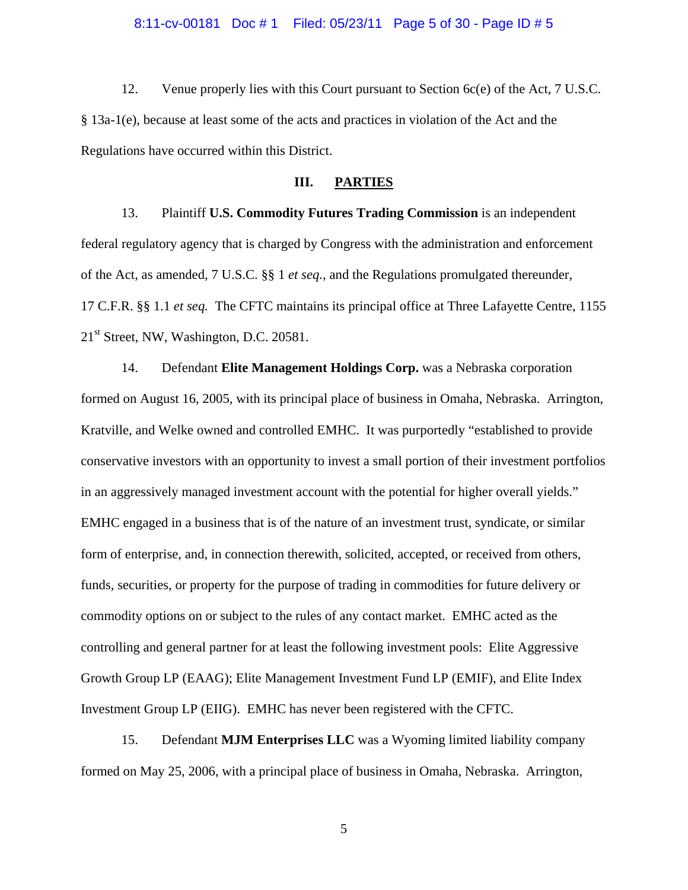12. Venue properly lies with this Court pursuant to Section 6c(e) of the Act, 7 U.S.C. § 13a-1(e), because at least some of the acts and practices in violation of the Act and the Regulations have occurred within this District.

## III. PARTIES

13. Plaintiff **U.S. Commodity Futures Trading Commission** is an independent federal regulatory agency that is charged by Congress with the administration and enforcement of the Act, as amended, 7 U.S.C. §§ 1 *et seq.*, and the Regulations promulgated thereunder, 17 C.F.R. §§ 1.1 *et seq.* The CFTC maintains its principal office at Three Lafayette Centre, 1155 21st Street, NW, Washington, D.C. 20581.

14. Defendant **Elite Management Holdings Corp.** was a Nebraska corporation formed on August 16, 2005, with its principal place of business in Omaha, Nebraska. Arrington, Kratville, and Welke owned and controlled EMHC. It was purportedly "established to provide conservative investors with an opportunity to invest a small portion of their investment portfolios in an aggressively managed investment account with the potential for higher overall yields." EMHC engaged in a business that is of the nature of an investment trust, syndicate, or similar form of enterprise, and, in connection therewith, solicited, accepted, or received from others, funds, securities, or property for the purpose of trading in commodities for future delivery or commodity options on or subject to the rules of any contact market. EMHC acted as the controlling and general partner for at least the following investment pools: Elite Aggressive Growth Group LP (EAAG); Elite Management Investment Fund LP (EMIF), and Elite Index Investment Group LP (EIIG). EMHC has never been registered with the CFTC.

15. Defendant **MJM Enterprises LLC** was a Wyoming limited liability company formed on May 25, 2006, with a principal place of business in Omaha, Nebraska. Arrington,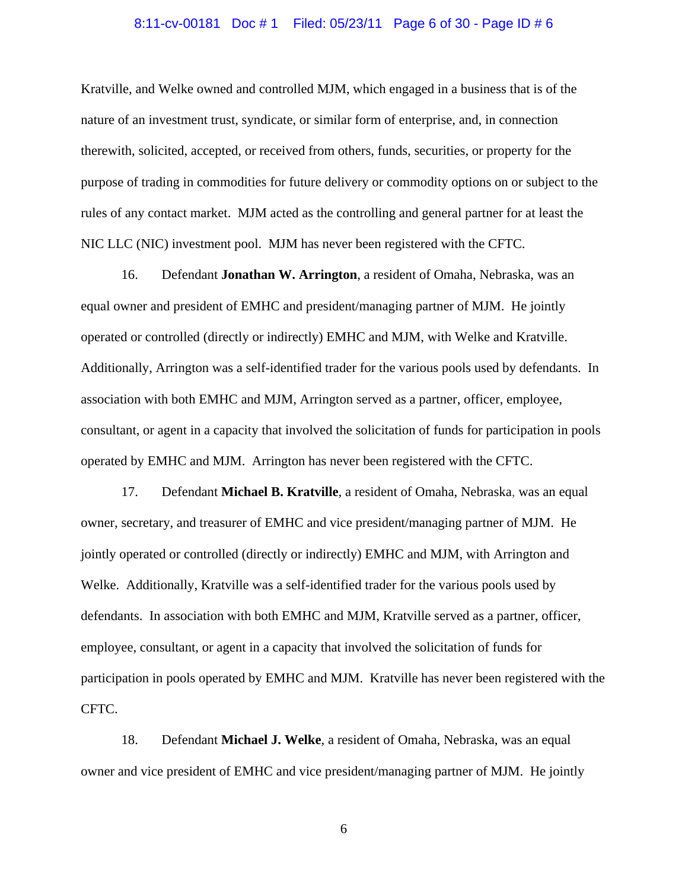Kratville, and Welke owned and controlled MJM, which engaged in a business that is of the nature of an investment trust, syndicate, or similar form of enterprise, and, in connection therewith, solicited, accepted, or received from others, funds, securities, or property for the purpose of trading in commodities for future delivery or commodity options on or subject to the rules of any contact market. MJM acted as the controlling and general partner for at least the NIC LLC (NIC) investment pool. MJM has never been registered with the CFTC.

16. Defendant **Jonathan W. Arrington**, a resident of Omaha, Nebraska, was an equal owner and president of EMHC and president/managing partner of MJM. He jointly operated or controlled (directly or indirectly) EMHC and MJM, with Welke and Kratville. Additionally, Arrington was a self-identified trader for the various pools used by defendants. In association with both EMHC and MJM, Arrington served as a partner, officer, employee, consultant, or agent in a capacity that involved the solicitation of funds for participation in pools operated by EMHC and MJM. Arrington has never been registered with the CFTC.

17. Defendant **Michael B. Kratville**, a resident of Omaha, Nebraska, was an equal owner, secretary, and treasurer of EMHC and vice president/managing partner of MJM. He jointly operated or controlled (directly or indirectly) EMHC and MJM, with Arrington and Welke. Additionally, Kratville was a self-identified trader for the various pools used by defendants. In association with both EMHC and MJM, Kratville served as a partner, officer, employee, consultant, or agent in a capacity that involved the solicitation of funds for participation in pools operated by EMHC and MJM. Kratville has never been registered with the CFTC.

18. Defendant **Michael J. Welke**, a resident of Omaha, Nebraska, was an equal owner and vice president of EMHC and vice president/managing partner of MJM. He jointly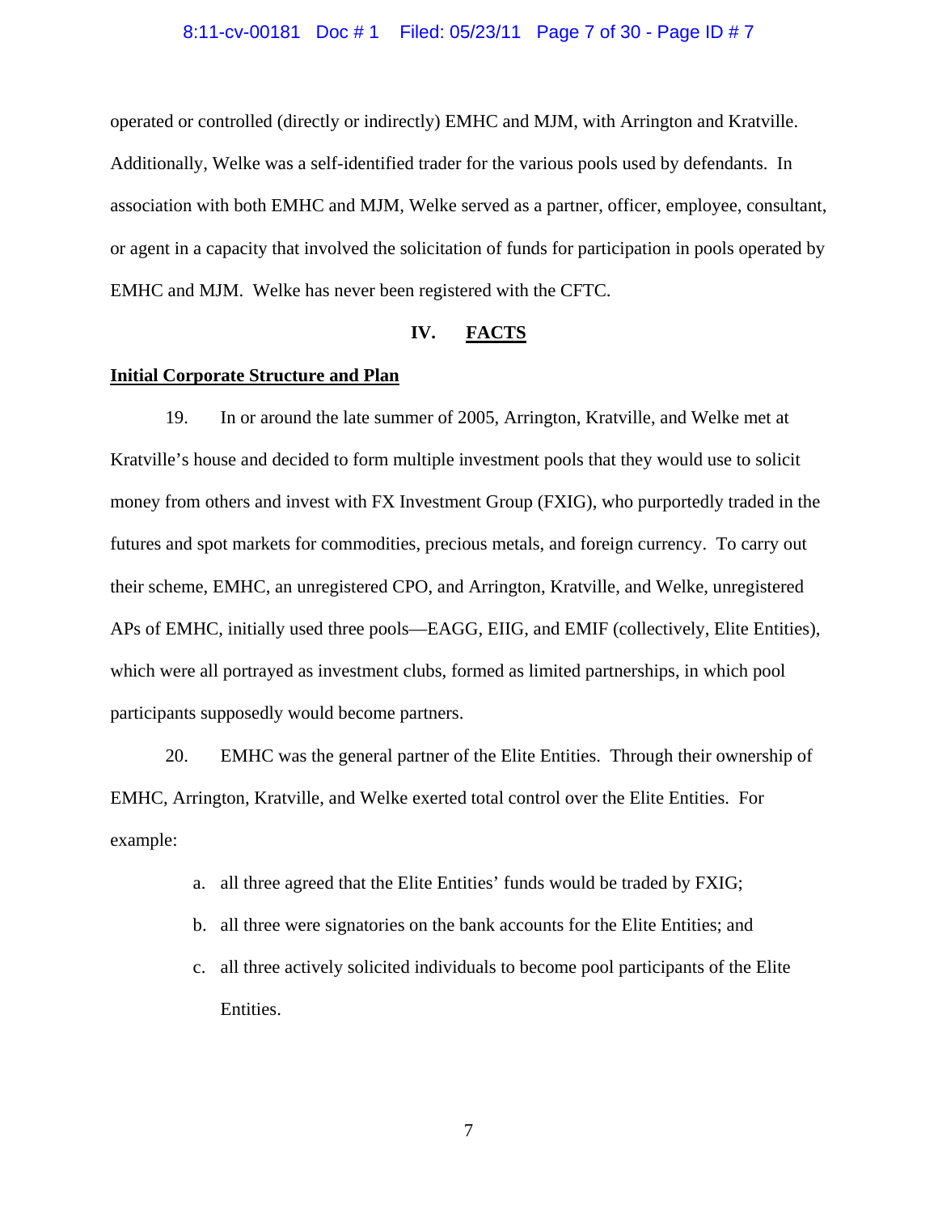operated or controlled (directly or indirectly) EMHC and MJM, with Arrington and Kratville. Additionally, Welke was a self-identified trader for the various pools used by defendants. In association with both EMHC and MJM, Welke served as a partner, officer, employee, consultant, or agent in a capacity that involved the solicitation of funds for participation in pools operated by EMHC and MJM. Welke has never been registered with the CFTC.

## IV. FACTS

**Initial Corporate Structure and Plan**

19. In or around the late summer of 2005, Arrington, Kratville, and Welke met at Kratville's house and decided to form multiple investment pools that they would use to solicit money from others and invest with FX Investment Group (FXIG), who purportedly traded in the futures and spot markets for commodities, precious metals, and foreign currency. To carry out their scheme, EMHC, an unregistered CPO, and Arrington, Kratville, and Welke, unregistered APs of EMHC, initially used three pools—EAGG, EIIG, and EMIF (collectively, Elite Entities), which were all portrayed as investment clubs, formed as limited partnerships, in which pool participants supposedly would become partners.

20. EMHC was the general partner of the Elite Entities. Through their ownership of EMHC, Arrington, Kratville, and Welke exerted total control over the Elite Entities. For example:

a. all three agreed that the Elite Entities' funds would be traded by FXIG;

b. all three were signatories on the bank accounts for the Elite Entities; and

c. all three actively solicited individuals to become pool participants of the Elite Entities.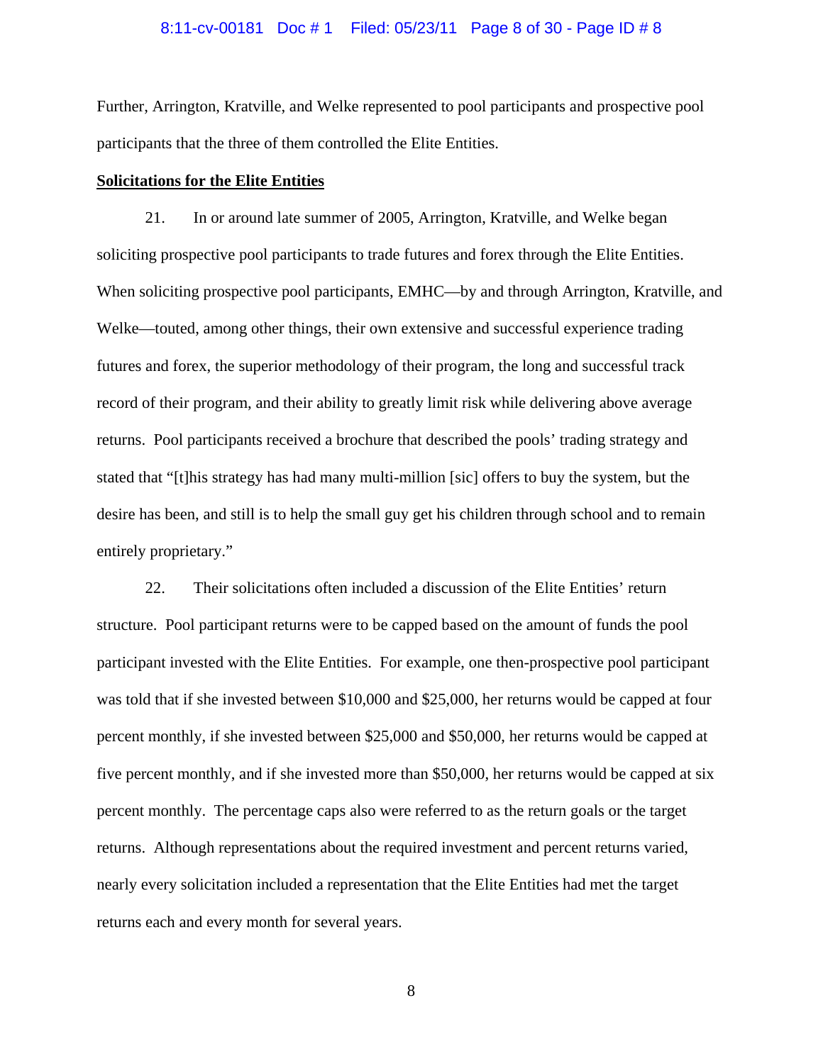Further, Arrington, Kratville, and Welke represented to pool participants and prospective pool participants that the three of them controlled the Elite Entities.

**<u>Solicitations for the Elite Entities</u>**

21. In or around late summer of 2005, Arrington, Kratville, and Welke began soliciting prospective pool participants to trade futures and forex through the Elite Entities. When soliciting prospective pool participants, EMHC—by and through Arrington, Kratville, and Welke—touted, among other things, their own extensive and successful experience trading futures and forex, the superior methodology of their program, the long and successful track record of their program, and their ability to greatly limit risk while delivering above average returns. Pool participants received a brochure that described the pools' trading strategy and stated that "[t]his strategy has had many multi-million [sic] offers to buy the system, but the desire has been, and still is to help the small guy get his children through school and to remain entirely proprietary."

22. Their solicitations often included a discussion of the Elite Entities' return structure. Pool participant returns were to be capped based on the amount of funds the pool participant invested with the Elite Entities. For example, one then-prospective pool participant was told that if she invested between $10,000 and $25,000, her returns would be capped at four percent monthly, if she invested between $25,000 and $50,000, her returns would be capped at five percent monthly, and if she invested more than $50,000, her returns would be capped at six percent monthly. The percentage caps also were referred to as the return goals or the target returns. Although representations about the required investment and percent returns varied, nearly every solicitation included a representation that the Elite Entities had met the target returns each and every month for several years.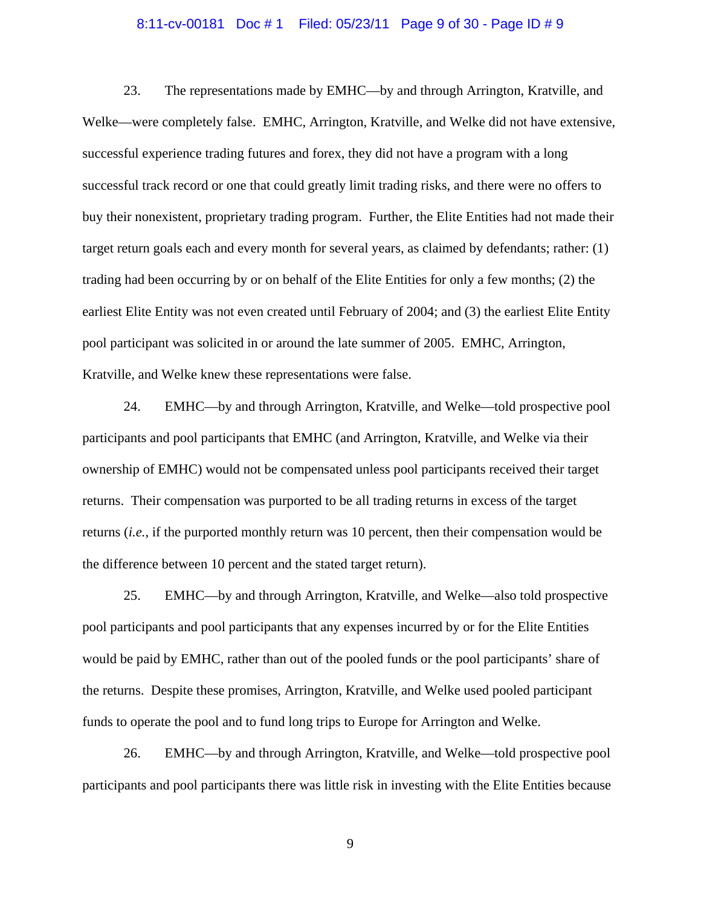23. The representations made by EMHC—by and through Arrington, Kratville, and Welke—were completely false. EMHC, Arrington, Kratville, and Welke did not have extensive, successful experience trading futures and forex, they did not have a program with a long successful track record or one that could greatly limit trading risks, and there were no offers to buy their nonexistent, proprietary trading program. Further, the Elite Entities had not made their target return goals each and every month for several years, as claimed by defendants; rather: (1) trading had been occurring by or on behalf of the Elite Entities for only a few months; (2) the earliest Elite Entity was not even created until February of 2004; and (3) the earliest Elite Entity pool participant was solicited in or around the late summer of 2005. EMHC, Arrington, Kratville, and Welke knew these representations were false.

24. EMHC—by and through Arrington, Kratville, and Welke—told prospective pool participants and pool participants that EMHC (and Arrington, Kratville, and Welke via their ownership of EMHC) would not be compensated unless pool participants received their target returns. Their compensation was purported to be all trading returns in excess of the target returns (*i.e.*, if the purported monthly return was 10 percent, then their compensation would be the difference between 10 percent and the stated target return).

25. EMHC—by and through Arrington, Kratville, and Welke—also told prospective pool participants and pool participants that any expenses incurred by or for the Elite Entities would be paid by EMHC, rather than out of the pooled funds or the pool participants' share of the returns. Despite these promises, Arrington, Kratville, and Welke used pooled participant funds to operate the pool and to fund long trips to Europe for Arrington and Welke.

26. EMHC—by and through Arrington, Kratville, and Welke—told prospective pool participants and pool participants there was little risk in investing with the Elite Entities because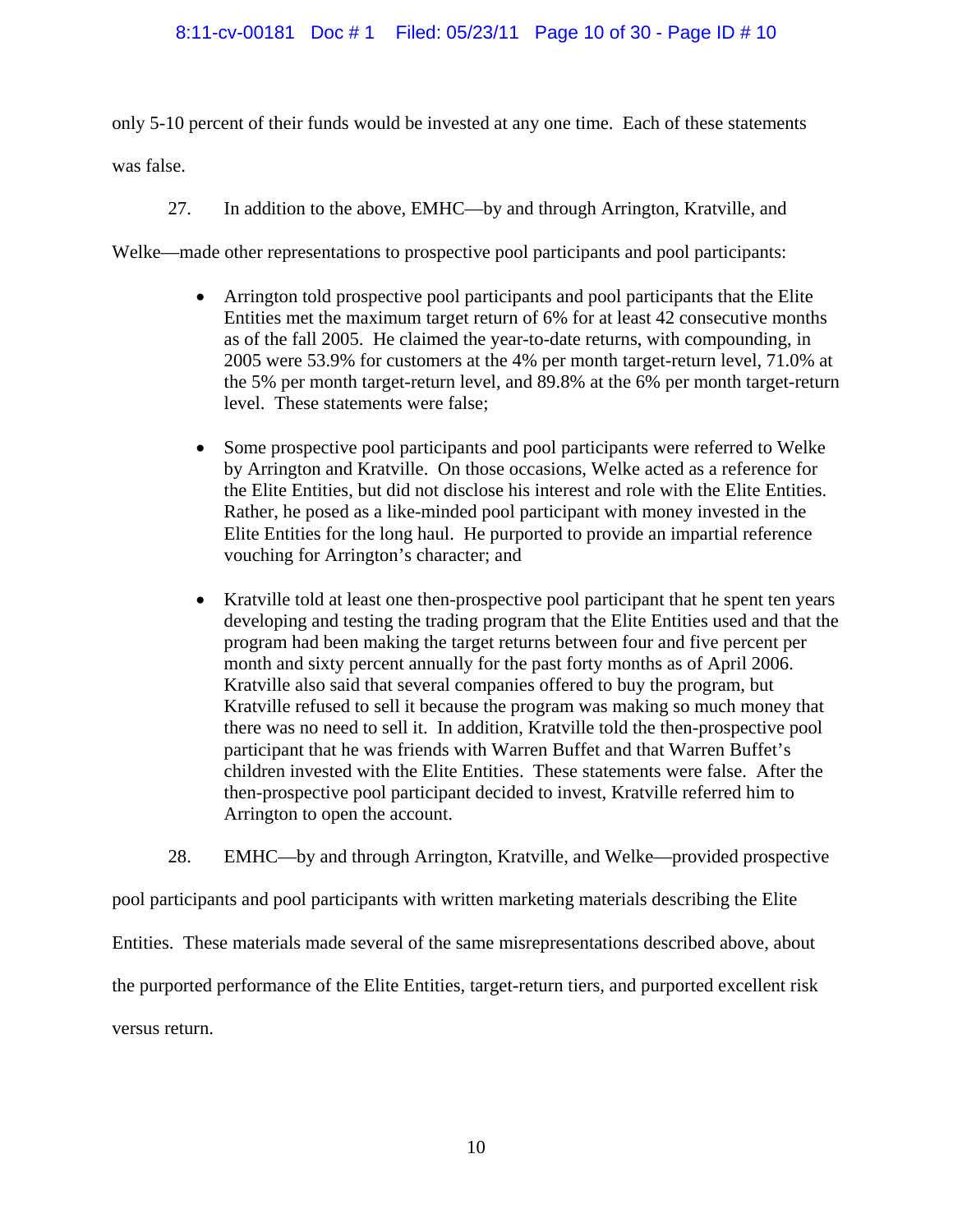only 5-10 percent of their funds would be invested at any one time. Each of these statements was false.

27. In addition to the above, EMHC—by and through Arrington, Kratville, and Welke—made other representations to prospective pool participants and pool participants:

- Arrington told prospective pool participants and pool participants that the Elite Entities met the maximum target return of 6% for at least 42 consecutive months as of the fall 2005. He claimed the year-to-date returns, with compounding, in 2005 were 53.9% for customers at the 4% per month target-return level, 71.0% at the 5% per month target-return level, and 89.8% at the 6% per month target-return level. These statements were false;

- Some prospective pool participants and pool participants were referred to Welke by Arrington and Kratville. On those occasions, Welke acted as a reference for the Elite Entities, but did not disclose his interest and role with the Elite Entities. Rather, he posed as a like-minded pool participant with money invested in the Elite Entities for the long haul. He purported to provide an impartial reference vouching for Arrington's character; and

- Kratville told at least one then-prospective pool participant that he spent ten years developing and testing the trading program that the Elite Entities used and that the program had been making the target returns between four and five percent per month and sixty percent annually for the past forty months as of April 2006. Kratville also said that several companies offered to buy the program, but Kratville refused to sell it because the program was making so much money that there was no need to sell it. In addition, Kratville told the then-prospective pool participant that he was friends with Warren Buffet and that Warren Buffet's children invested with the Elite Entities. These statements were false. After the then-prospective pool participant decided to invest, Kratville referred him to Arrington to open the account.

28. EMHC—by and through Arrington, Kratville, and Welke—provided prospective pool participants and pool participants with written marketing materials describing the Elite Entities. These materials made several of the same misrepresentations described above, about the purported performance of the Elite Entities, target-return tiers, and purported excellent risk versus return.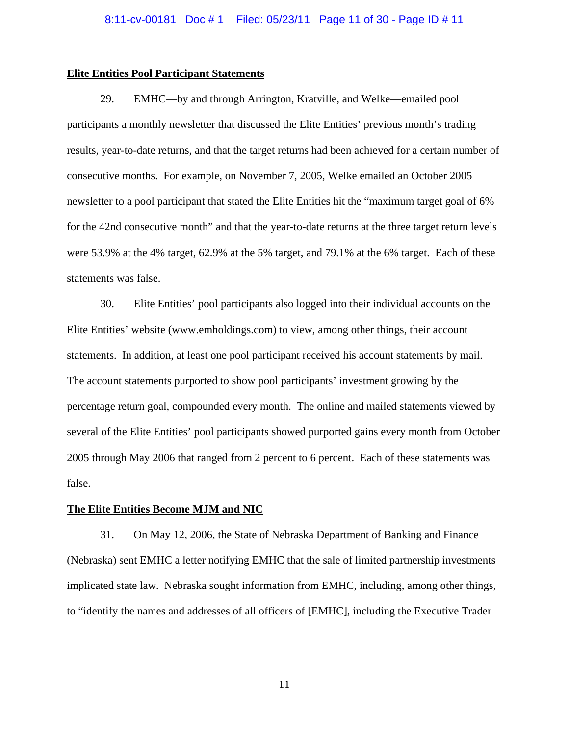**Elite Entities Pool Participant Statements**

29. EMHC—by and through Arrington, Kratville, and Welke—emailed pool participants a monthly newsletter that discussed the Elite Entities' previous month's trading results, year-to-date returns, and that the target returns had been achieved for a certain number of consecutive months. For example, on November 7, 2005, Welke emailed an October 2005 newsletter to a pool participant that stated the Elite Entities hit the "maximum target goal of 6% for the 42nd consecutive month" and that the year-to-date returns at the three target return levels were 53.9% at the 4% target, 62.9% at the 5% target, and 79.1% at the 6% target. Each of these statements was false.

30. Elite Entities' pool participants also logged into their individual accounts on the Elite Entities' website (www.emholdings.com) to view, among other things, their account statements. In addition, at least one pool participant received his account statements by mail. The account statements purported to show pool participants' investment growing by the percentage return goal, compounded every month. The online and mailed statements viewed by several of the Elite Entities' pool participants showed purported gains every month from October 2005 through May 2006 that ranged from 2 percent to 6 percent. Each of these statements was false.

**The Elite Entities Become MJM and NIC**

31. On May 12, 2006, the State of Nebraska Department of Banking and Finance (Nebraska) sent EMHC a letter notifying EMHC that the sale of limited partnership investments implicated state law. Nebraska sought information from EMHC, including, among other things, to "identify the names and addresses of all officers of [EMHC], including the Executive Trader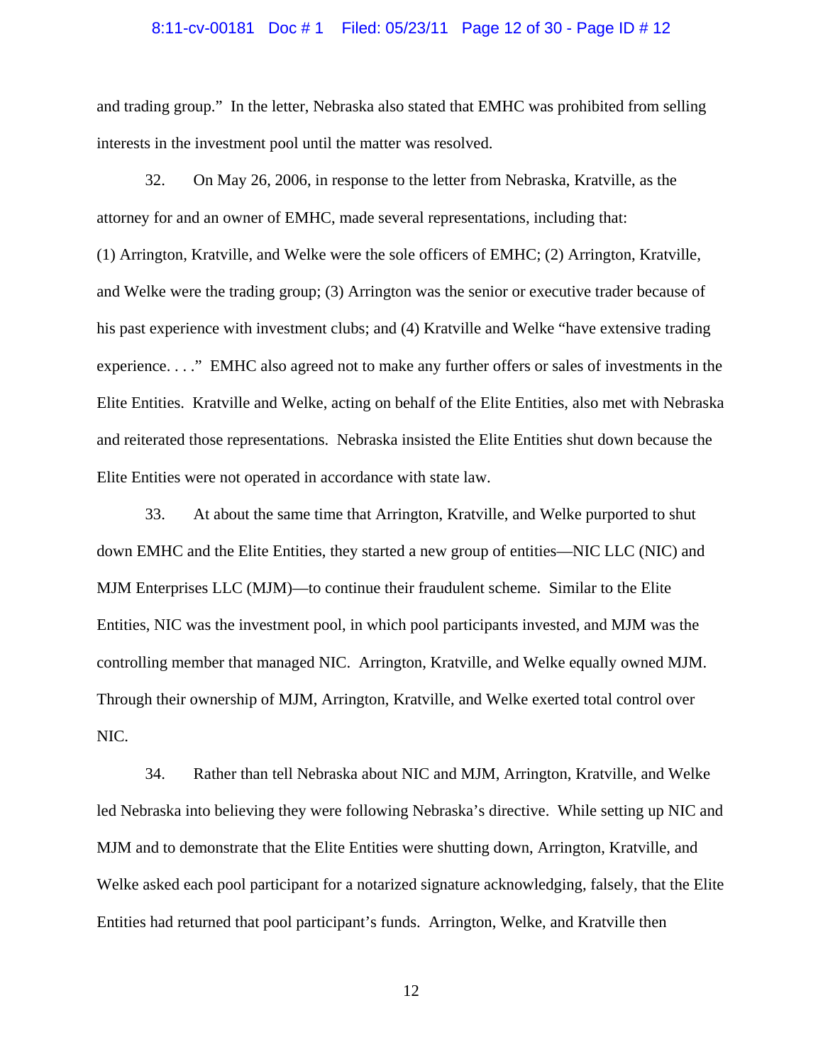and trading group." In the letter, Nebraska also stated that EMHC was prohibited from selling interests in the investment pool until the matter was resolved.

32. On May 26, 2006, in response to the letter from Nebraska, Kratville, as the attorney for and an owner of EMHC, made several representations, including that: (1) Arrington, Kratville, and Welke were the sole officers of EMHC; (2) Arrington, Kratville, and Welke were the trading group; (3) Arrington was the senior or executive trader because of his past experience with investment clubs; and (4) Kratville and Welke "have extensive trading experience. . . ." EMHC also agreed not to make any further offers or sales of investments in the Elite Entities. Kratville and Welke, acting on behalf of the Elite Entities, also met with Nebraska and reiterated those representations. Nebraska insisted the Elite Entities shut down because the Elite Entities were not operated in accordance with state law.

33. At about the same time that Arrington, Kratville, and Welke purported to shut down EMHC and the Elite Entities, they started a new group of entities—NIC LLC (NIC) and MJM Enterprises LLC (MJM)—to continue their fraudulent scheme. Similar to the Elite Entities, NIC was the investment pool, in which pool participants invested, and MJM was the controlling member that managed NIC. Arrington, Kratville, and Welke equally owned MJM. Through their ownership of MJM, Arrington, Kratville, and Welke exerted total control over NIC.

34. Rather than tell Nebraska about NIC and MJM, Arrington, Kratville, and Welke led Nebraska into believing they were following Nebraska's directive. While setting up NIC and MJM and to demonstrate that the Elite Entities were shutting down, Arrington, Kratville, and Welke asked each pool participant for a notarized signature acknowledging, falsely, that the Elite Entities had returned that pool participant's funds. Arrington, Welke, and Kratville then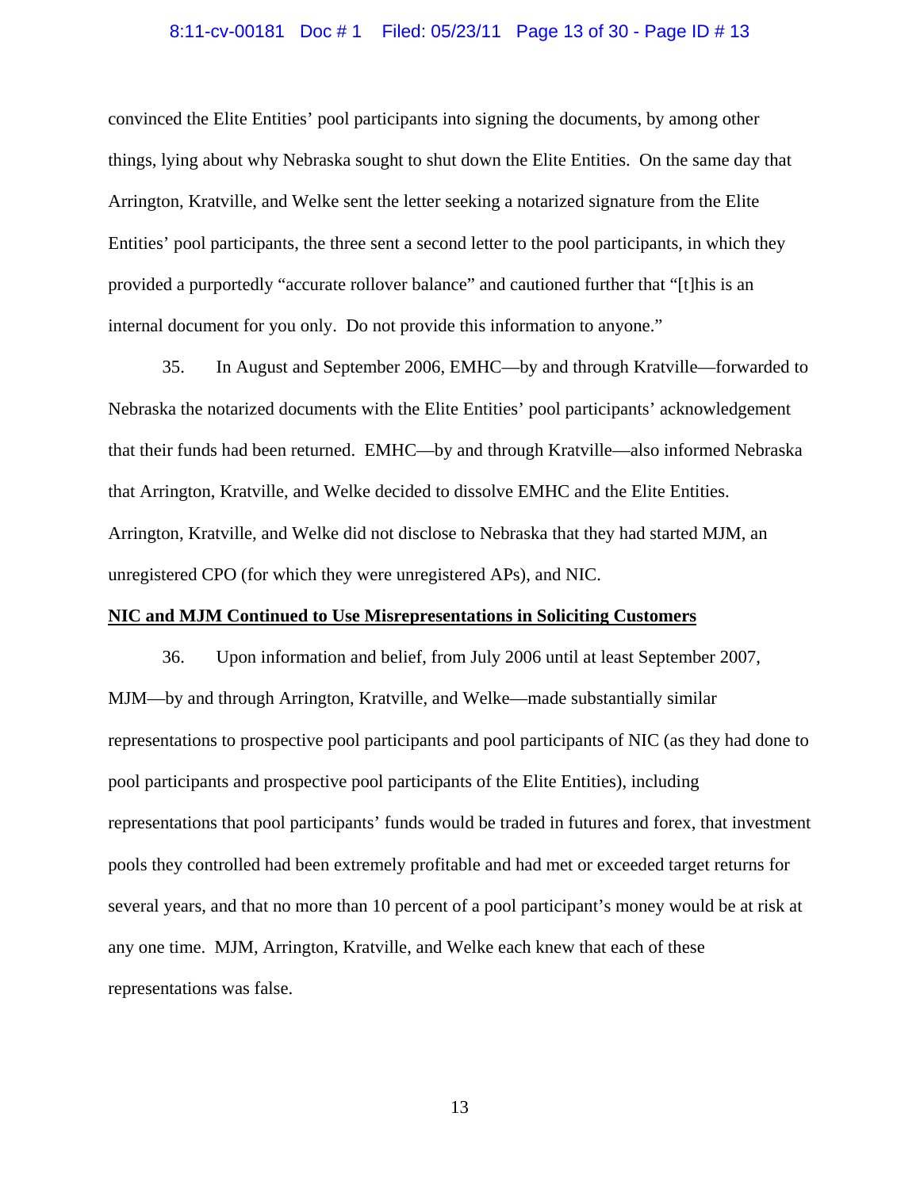convinced the Elite Entities' pool participants into signing the documents, by among other things, lying about why Nebraska sought to shut down the Elite Entities. On the same day that Arrington, Kratville, and Welke sent the letter seeking a notarized signature from the Elite Entities' pool participants, the three sent a second letter to the pool participants, in which they provided a purportedly "accurate rollover balance" and cautioned further that "[t]his is an internal document for you only. Do not provide this information to anyone."

35. In August and September 2006, EMHC—by and through Kratville—forwarded to Nebraska the notarized documents with the Elite Entities' pool participants' acknowledgement that their funds had been returned. EMHC—by and through Kratville—also informed Nebraska that Arrington, Kratville, and Welke decided to dissolve EMHC and the Elite Entities. Arrington, Kratville, and Welke did not disclose to Nebraska that they had started MJM, an unregistered CPO (for which they were unregistered APs), and NIC.

**NIC and MJM Continued to Use Misrepresentations in Soliciting Customers**

36. Upon information and belief, from July 2006 until at least September 2007, MJM—by and through Arrington, Kratville, and Welke—made substantially similar representations to prospective pool participants and pool participants of NIC (as they had done to pool participants and prospective pool participants of the Elite Entities), including representations that pool participants' funds would be traded in futures and forex, that investment pools they controlled had been extremely profitable and had met or exceeded target returns for several years, and that no more than 10 percent of a pool participant's money would be at risk at any one time. MJM, Arrington, Kratville, and Welke each knew that each of these representations was false.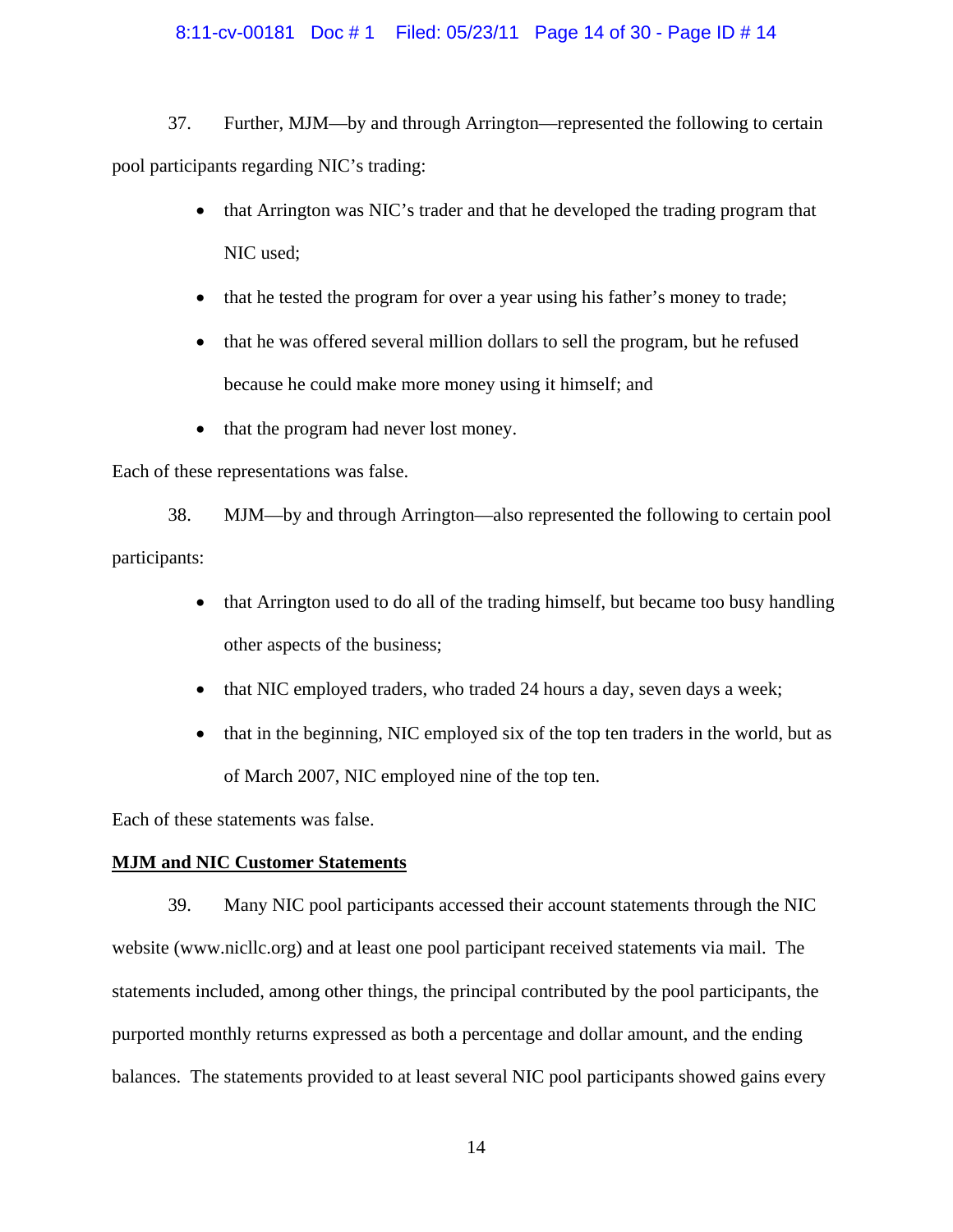37. Further, MJM—by and through Arrington—represented the following to certain pool participants regarding NIC's trading:

- that Arrington was NIC's trader and that he developed the trading program that NIC used;
- that he tested the program for over a year using his father's money to trade;
- that he was offered several million dollars to sell the program, but he refused because he could make more money using it himself; and
- that the program had never lost money.

Each of these representations was false.

38. MJM—by and through Arrington—also represented the following to certain pool participants:

- that Arrington used to do all of the trading himself, but became too busy handling other aspects of the business;
- that NIC employed traders, who traded 24 hours a day, seven days a week;
- that in the beginning, NIC employed six of the top ten traders in the world, but as of March 2007, NIC employed nine of the top ten.

Each of these statements was false.

**MJM and NIC Customer Statements**

39. Many NIC pool participants accessed their account statements through the NIC website (www.nicllc.org) and at least one pool participant received statements via mail. The statements included, among other things, the principal contributed by the pool participants, the purported monthly returns expressed as both a percentage and dollar amount, and the ending balances. The statements provided to at least several NIC pool participants showed gains every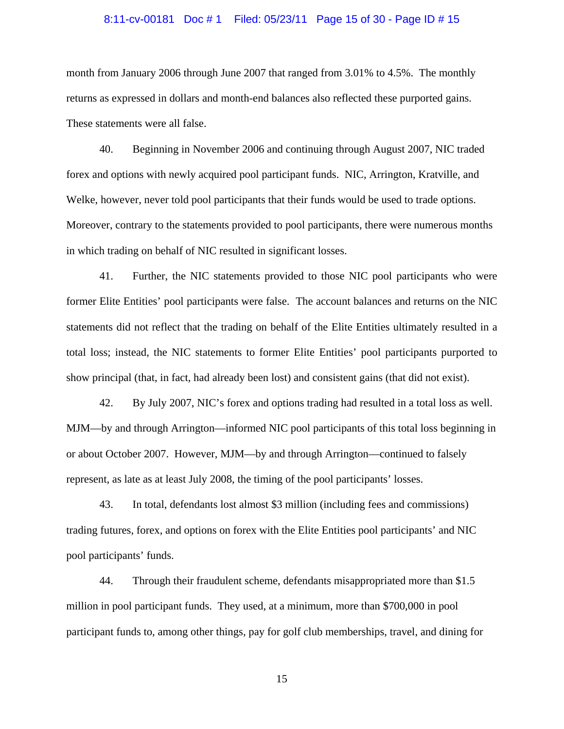month from January 2006 through June 2007 that ranged from 3.01% to 4.5%. The monthly returns as expressed in dollars and month-end balances also reflected these purported gains. These statements were all false.

40. Beginning in November 2006 and continuing through August 2007, NIC traded forex and options with newly acquired pool participant funds. NIC, Arrington, Kratville, and Welke, however, never told pool participants that their funds would be used to trade options. Moreover, contrary to the statements provided to pool participants, there were numerous months in which trading on behalf of NIC resulted in significant losses.

41. Further, the NIC statements provided to those NIC pool participants who were former Elite Entities' pool participants were false. The account balances and returns on the NIC statements did not reflect that the trading on behalf of the Elite Entities ultimately resulted in a total loss; instead, the NIC statements to former Elite Entities' pool participants purported to show principal (that, in fact, had already been lost) and consistent gains (that did not exist).

42. By July 2007, NIC's forex and options trading had resulted in a total loss as well. MJM—by and through Arrington—informed NIC pool participants of this total loss beginning in or about October 2007. However, MJM—by and through Arrington—continued to falsely represent, as late as at least July 2008, the timing of the pool participants' losses.

43. In total, defendants lost almost $3 million (including fees and commissions) trading futures, forex, and options on forex with the Elite Entities pool participants' and NIC pool participants' funds.

44. Through their fraudulent scheme, defendants misappropriated more than $1.5 million in pool participant funds. They used, at a minimum, more than $700,000 in pool participant funds to, among other things, pay for golf club memberships, travel, and dining for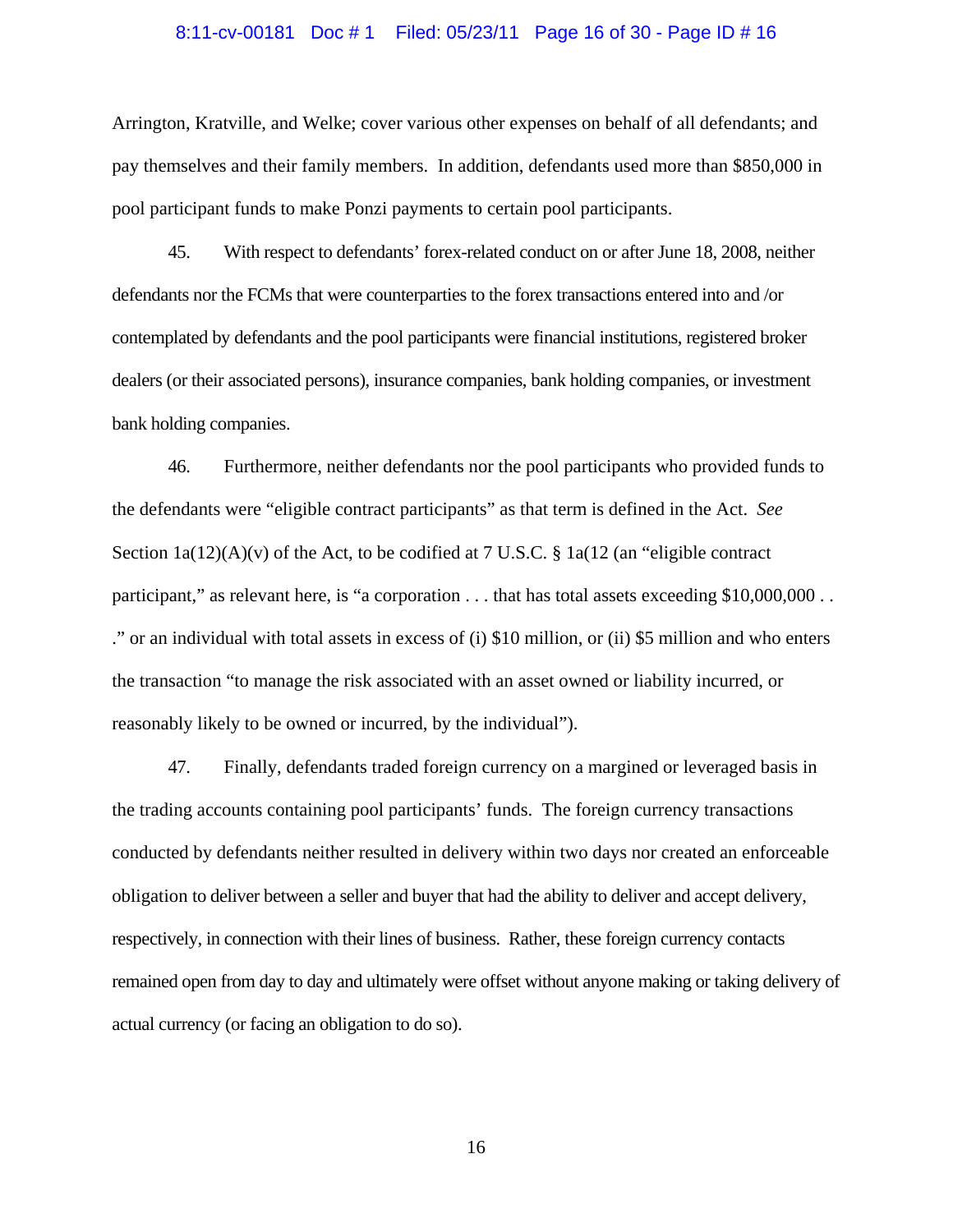Arrington, Kratville, and Welke; cover various other expenses on behalf of all defendants; and pay themselves and their family members. In addition, defendants used more than $850,000 in pool participant funds to make Ponzi payments to certain pool participants.

45. With respect to defendants' forex-related conduct on or after June 18, 2008, neither defendants nor the FCMs that were counterparties to the forex transactions entered into and /or contemplated by defendants and the pool participants were financial institutions, registered broker dealers (or their associated persons), insurance companies, bank holding companies, or investment bank holding companies.

46. Furthermore, neither defendants nor the pool participants who provided funds to the defendants were "eligible contract participants" as that term is defined in the Act. *See* Section 1a(12)(A)(v) of the Act, to be codified at 7 U.S.C. § 1a(12 (an "eligible contract participant," as relevant here, is "a corporation . . . that has total assets exceeding $10,000,000 . . ." or an individual with total assets in excess of (i) $10 million, or (ii) $5 million and who enters the transaction "to manage the risk associated with an asset owned or liability incurred, or reasonably likely to be owned or incurred, by the individual").

47. Finally, defendants traded foreign currency on a margined or leveraged basis in the trading accounts containing pool participants' funds. The foreign currency transactions conducted by defendants neither resulted in delivery within two days nor created an enforceable obligation to deliver between a seller and buyer that had the ability to deliver and accept delivery, respectively, in connection with their lines of business. Rather, these foreign currency contacts remained open from day to day and ultimately were offset without anyone making or taking delivery of actual currency (or facing an obligation to do so).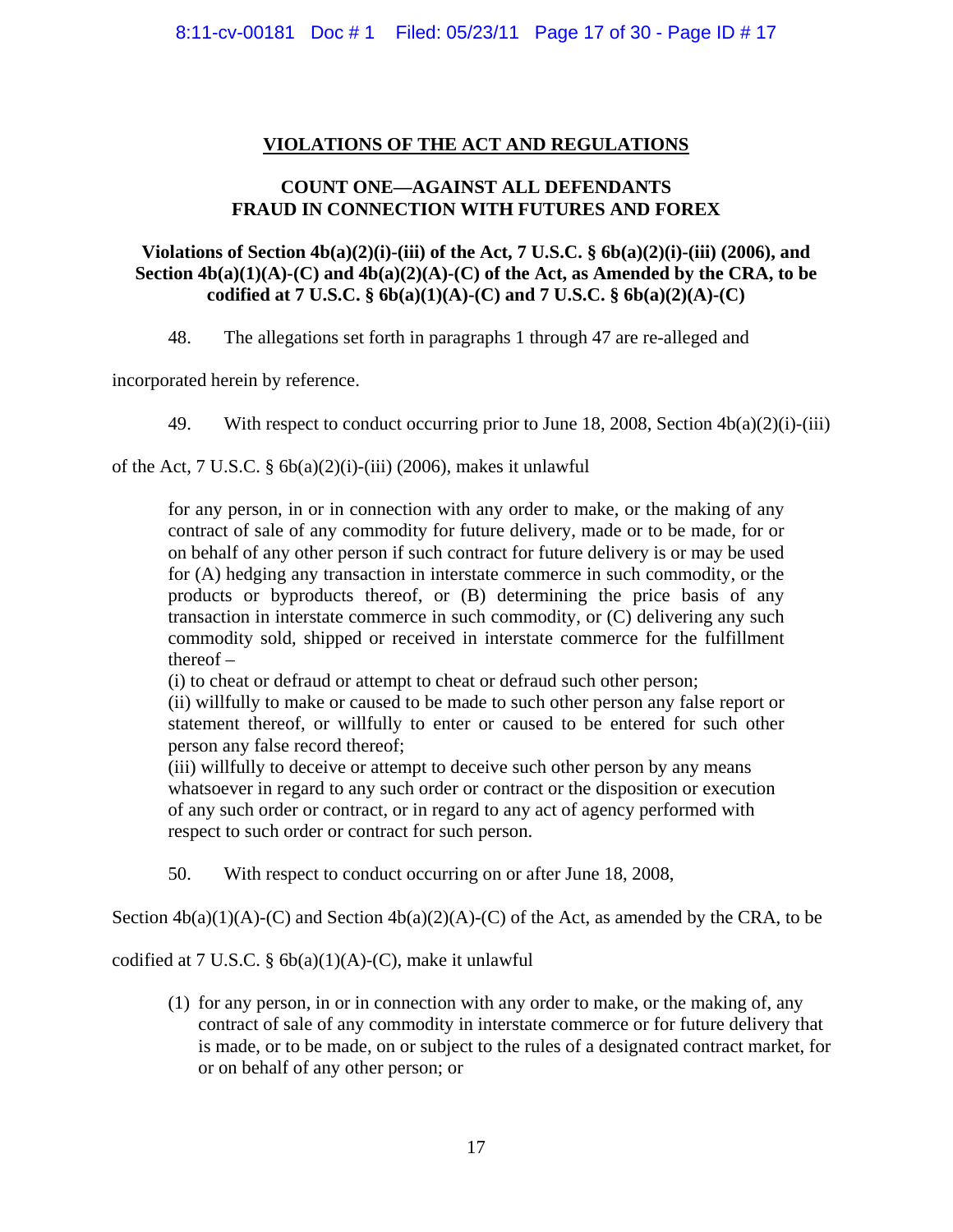## VIOLATIONS OF THE ACT AND REGULATIONS

### COUNT ONE—AGAINST ALL DEFENDANTS FRAUD IN CONNECTION WITH FUTURES AND FOREX

**Violations of Section 4b(a)(2)(i)-(iii) of the Act, 7 U.S.C. § 6b(a)(2)(i)-(iii) (2006), and Section 4b(a)(1)(A)-(C) and 4b(a)(2)(A)-(C) of the Act, as Amended by the CRA, to be codified at 7 U.S.C. § 6b(a)(1)(A)-(C) and 7 U.S.C. § 6b(a)(2)(A)-(C)**

48. The allegations set forth in paragraphs 1 through 47 are re-alleged and incorporated herein by reference.

49. With respect to conduct occurring prior to June 18, 2008, Section 4b(a)(2)(i)-(iii) of the Act, 7 U.S.C. § 6b(a)(2)(i)-(iii) (2006), makes it unlawful

> for any person, in or in connection with any order to make, or the making of any contract of sale of any commodity for future delivery, made or to be made, for or on behalf of any other person if such contract for future delivery is or may be used for (A) hedging any transaction in interstate commerce in such commodity, or the products or byproducts thereof, or (B) determining the price basis of any transaction in interstate commerce in such commodity, or (C) delivering any such commodity sold, shipped or received in interstate commerce for the fulfillment thereof –
>
> (i) to cheat or defraud or attempt to cheat or defraud such other person;
>
> (ii) willfully to make or caused to be made to such other person any false report or statement thereof, or willfully to enter or caused to be entered for such other person any false record thereof;
>
> (iii) willfully to deceive or attempt to deceive such other person by any means whatsoever in regard to any such order or contract or the disposition or execution of any such order or contract, or in regard to any act of agency performed with respect to such order or contract for such person.

50. With respect to conduct occurring on or after June 18, 2008, Section 4b(a)(1)(A)-(C) and Section 4b(a)(2)(A)-(C) of the Act, as amended by the CRA, to be codified at 7 U.S.C. § 6b(a)(1)(A)-(C), make it unlawful

> (1) for any person, in or in connection with any order to make, or the making of, any contract of sale of any commodity in interstate commerce or for future delivery that is made, or to be made, on or subject to the rules of a designated contract market, for or on behalf of any other person; or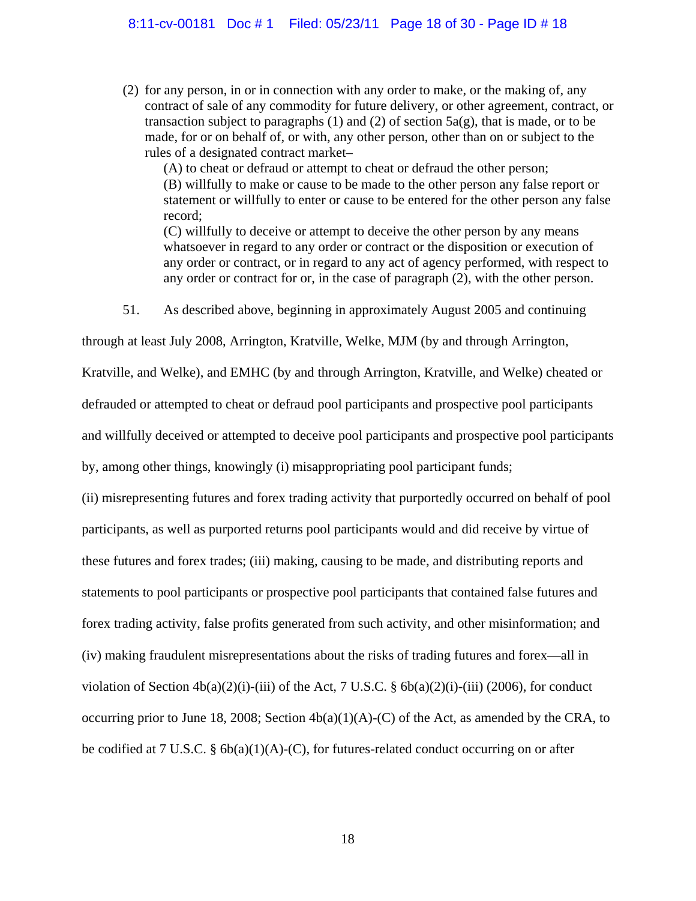(2) for any person, in or in connection with any order to make, or the making of, any contract of sale of any commodity for future delivery, or other agreement, contract, or transaction subject to paragraphs (1) and (2) of section 5a(g), that is made, or to be made, for or on behalf of, or with, any other person, other than on or subject to the rules of a designated contract market–

(A) to cheat or defraud or attempt to cheat or defraud the other person;

(B) willfully to make or cause to be made to the other person any false report or statement or willfully to enter or cause to be entered for the other person any false record;

(C) willfully to deceive or attempt to deceive the other person by any means whatsoever in regard to any order or contract or the disposition or execution of any order or contract, or in regard to any act of agency performed, with respect to any order or contract for or, in the case of paragraph (2), with the other person.

51. As described above, beginning in approximately August 2005 and continuing through at least July 2008, Arrington, Kratville, Welke, MJM (by and through Arrington, Kratville, and Welke), and EMHC (by and through Arrington, Kratville, and Welke) cheated or defrauded or attempted to cheat or defraud pool participants and prospective pool participants and willfully deceived or attempted to deceive pool participants and prospective pool participants by, among other things, knowingly (i) misappropriating pool participant funds; (ii) misrepresenting futures and forex trading activity that purportedly occurred on behalf of pool participants, as well as purported returns pool participants would and did receive by virtue of these futures and forex trades; (iii) making, causing to be made, and distributing reports and statements to pool participants or prospective pool participants that contained false futures and forex trading activity, false profits generated from such activity, and other misinformation; and (iv) making fraudulent misrepresentations about the risks of trading futures and forex—all in violation of Section 4b(a)(2)(i)-(iii) of the Act, 7 U.S.C. § 6b(a)(2)(i)-(iii) (2006), for conduct occurring prior to June 18, 2008; Section 4b(a)(1)(A)-(C) of the Act, as amended by the CRA, to be codified at 7 U.S.C. § 6b(a)(1)(A)-(C), for futures-related conduct occurring on or after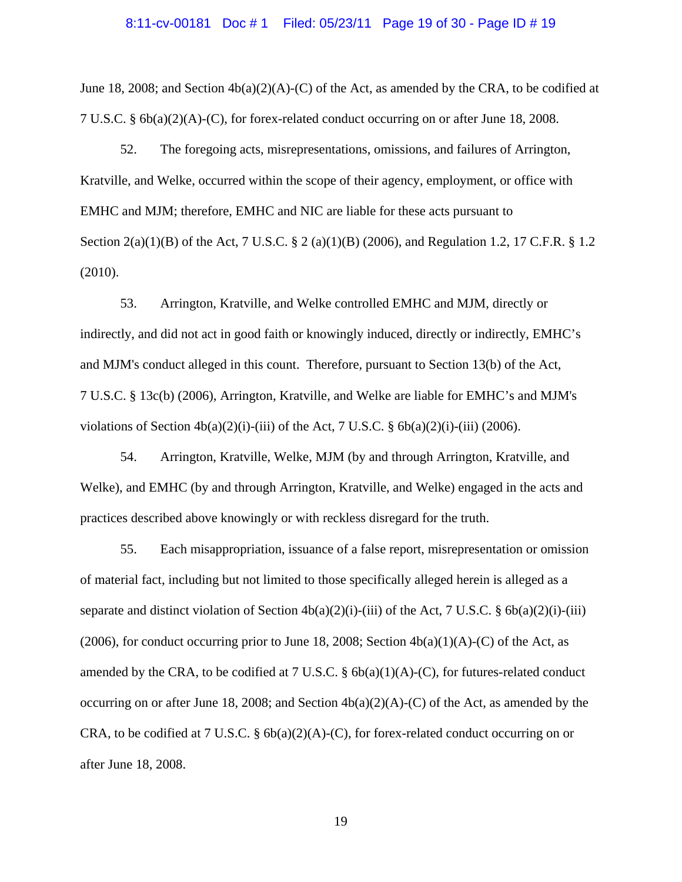June 18, 2008; and Section 4b(a)(2)(A)-(C) of the Act, as amended by the CRA, to be codified at 7 U.S.C. § 6b(a)(2)(A)-(C), for forex-related conduct occurring on or after June 18, 2008.

52. The foregoing acts, misrepresentations, omissions, and failures of Arrington, Kratville, and Welke, occurred within the scope of their agency, employment, or office with EMHC and MJM; therefore, EMHC and NIC are liable for these acts pursuant to Section 2(a)(1)(B) of the Act, 7 U.S.C. § 2 (a)(1)(B) (2006), and Regulation 1.2, 17 C.F.R. § 1.2 (2010).

53. Arrington, Kratville, and Welke controlled EMHC and MJM, directly or indirectly, and did not act in good faith or knowingly induced, directly or indirectly, EMHC's and MJM's conduct alleged in this count. Therefore, pursuant to Section 13(b) of the Act, 7 U.S.C. § 13c(b) (2006), Arrington, Kratville, and Welke are liable for EMHC's and MJM's violations of Section 4b(a)(2)(i)-(iii) of the Act, 7 U.S.C. § 6b(a)(2)(i)-(iii) (2006).

54. Arrington, Kratville, Welke, MJM (by and through Arrington, Kratville, and Welke), and EMHC (by and through Arrington, Kratville, and Welke) engaged in the acts and practices described above knowingly or with reckless disregard for the truth.

55. Each misappropriation, issuance of a false report, misrepresentation or omission of material fact, including but not limited to those specifically alleged herein is alleged as a separate and distinct violation of Section 4b(a)(2)(i)-(iii) of the Act, 7 U.S.C. § 6b(a)(2)(i)-(iii) (2006), for conduct occurring prior to June 18, 2008; Section 4b(a)(1)(A)-(C) of the Act, as amended by the CRA, to be codified at 7 U.S.C. § 6b(a)(1)(A)-(C), for futures-related conduct occurring on or after June 18, 2008; and Section 4b(a)(2)(A)-(C) of the Act, as amended by the CRA, to be codified at 7 U.S.C. § 6b(a)(2)(A)-(C), for forex-related conduct occurring on or after June 18, 2008.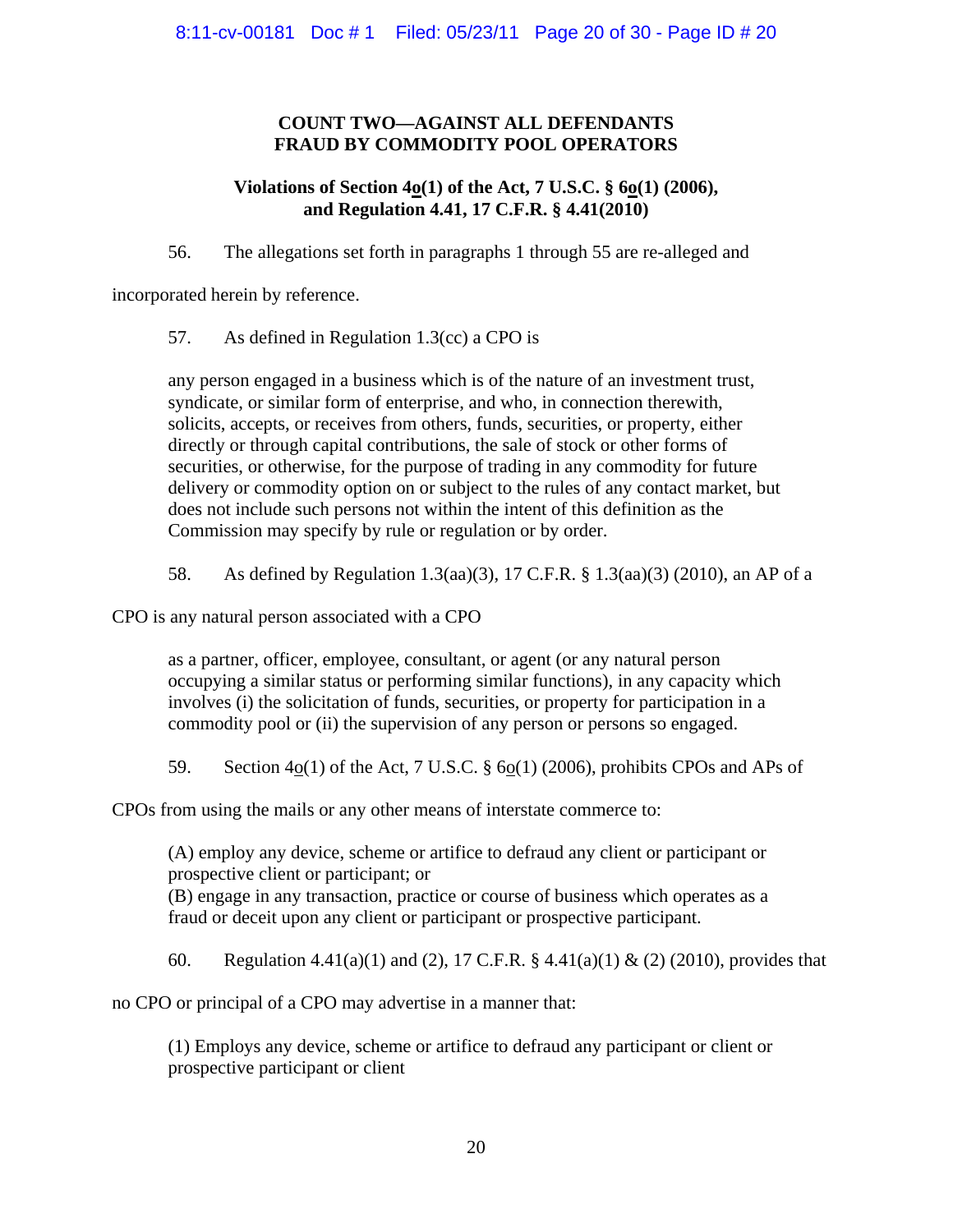**COUNT TWO—AGAINST ALL DEFENDANTS**
**FRAUD BY COMMODITY POOL OPERATORS**

**Violations of Section 4o(1) of the Act, 7 U.S.C. § 6o(1) (2006), and Regulation 4.41, 17 C.F.R. § 4.41(2010)**

56. The allegations set forth in paragraphs 1 through 55 are re-alleged and incorporated herein by reference.

57. As defined in Regulation 1.3(cc) a CPO is

> any person engaged in a business which is of the nature of an investment trust, syndicate, or similar form of enterprise, and who, in connection therewith, solicits, accepts, or receives from others, funds, securities, or property, either directly or through capital contributions, the sale of stock or other forms of securities, or otherwise, for the purpose of trading in any commodity for future delivery or commodity option on or subject to the rules of any contact market, but does not include such persons not within the intent of this definition as the Commission may specify by rule or regulation or by order.

58. As defined by Regulation 1.3(aa)(3), 17 C.F.R. § 1.3(aa)(3) (2010), an AP of a CPO is any natural person associated with a CPO

> as a partner, officer, employee, consultant, or agent (or any natural person occupying a similar status or performing similar functions), in any capacity which involves (i) the solicitation of funds, securities, or property for participation in a commodity pool or (ii) the supervision of any person or persons so engaged.

59. Section 4o(1) of the Act, 7 U.S.C. § 6o(1) (2006), prohibits CPOs and APs of CPOs from using the mails or any other means of interstate commerce to:

> (A) employ any device, scheme or artifice to defraud any client or participant or prospective client or participant; or
> (B) engage in any transaction, practice or course of business which operates as a fraud or deceit upon any client or participant or prospective participant.

60. Regulation 4.41(a)(1) and (2), 17 C.F.R. § 4.41(a)(1) & (2) (2010), provides that no CPO or principal of a CPO may advertise in a manner that:

> (1) Employs any device, scheme or artifice to defraud any participant or client or prospective participant or client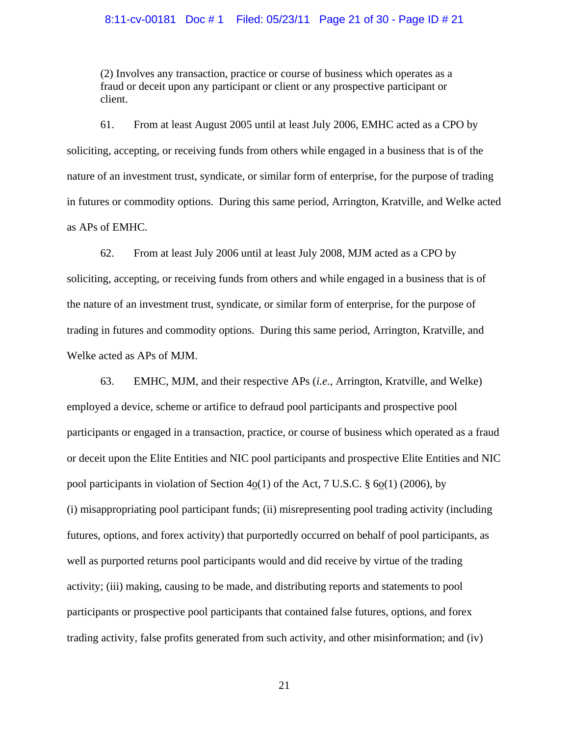> (2) Involves any transaction, practice or course of business which operates as a fraud or deceit upon any participant or client or any prospective participant or client.

61. From at least August 2005 until at least July 2006, EMHC acted as a CPO by soliciting, accepting, or receiving funds from others while engaged in a business that is of the nature of an investment trust, syndicate, or similar form of enterprise, for the purpose of trading in futures or commodity options. During this same period, Arrington, Kratville, and Welke acted as APs of EMHC.

62. From at least July 2006 until at least July 2008, MJM acted as a CPO by soliciting, accepting, or receiving funds from others and while engaged in a business that is of the nature of an investment trust, syndicate, or similar form of enterprise, for the purpose of trading in futures and commodity options. During this same period, Arrington, Kratville, and Welke acted as APs of MJM.

63. EMHC, MJM, and their respective APs (*i.e.*, Arrington, Kratville, and Welke) employed a device, scheme or artifice to defraud pool participants and prospective pool participants or engaged in a transaction, practice, or course of business which operated as a fraud or deceit upon the Elite Entities and NIC pool participants and prospective Elite Entities and NIC pool participants in violation of Section 4o(1) of the Act, 7 U.S.C. § 6o(1) (2006), by (i) misappropriating pool participant funds; (ii) misrepresenting pool trading activity (including futures, options, and forex activity) that purportedly occurred on behalf of pool participants, as well as purported returns pool participants would and did receive by virtue of the trading activity; (iii) making, causing to be made, and distributing reports and statements to pool participants or prospective pool participants that contained false futures, options, and forex trading activity, false profits generated from such activity, and other misinformation; and (iv)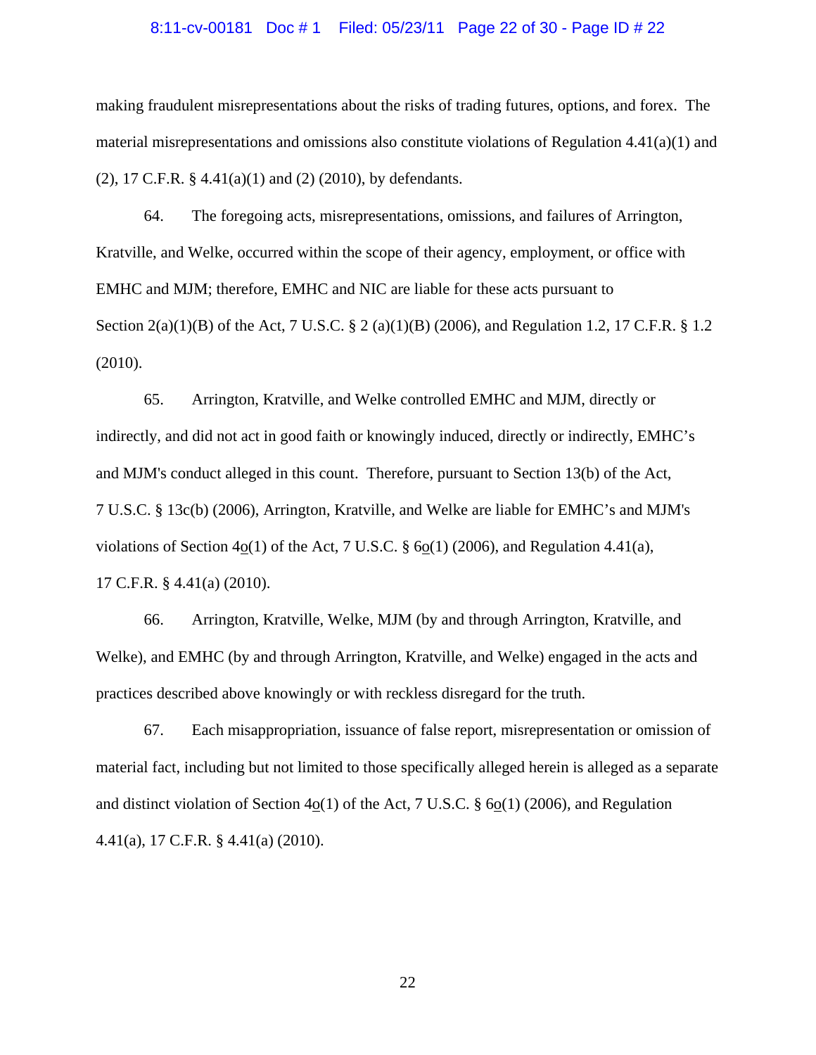making fraudulent misrepresentations about the risks of trading futures, options, and forex. The material misrepresentations and omissions also constitute violations of Regulation 4.41(a)(1) and (2), 17 C.F.R. § 4.41(a)(1) and (2) (2010), by defendants.

64. The foregoing acts, misrepresentations, omissions, and failures of Arrington, Kratville, and Welke, occurred within the scope of their agency, employment, or office with EMHC and MJM; therefore, EMHC and NIC are liable for these acts pursuant to Section 2(a)(1)(B) of the Act, 7 U.S.C. § 2 (a)(1)(B) (2006), and Regulation 1.2, 17 C.F.R. § 1.2 (2010).

65. Arrington, Kratville, and Welke controlled EMHC and MJM, directly or indirectly, and did not act in good faith or knowingly induced, directly or indirectly, EMHC's and MJM's conduct alleged in this count. Therefore, pursuant to Section 13(b) of the Act, 7 U.S.C. § 13c(b) (2006), Arrington, Kratville, and Welke are liable for EMHC's and MJM's violations of Section 4o(1) of the Act, 7 U.S.C. § 6o(1) (2006), and Regulation 4.41(a), 17 C.F.R. § 4.41(a) (2010).

66. Arrington, Kratville, Welke, MJM (by and through Arrington, Kratville, and Welke), and EMHC (by and through Arrington, Kratville, and Welke) engaged in the acts and practices described above knowingly or with reckless disregard for the truth.

67. Each misappropriation, issuance of false report, misrepresentation or omission of material fact, including but not limited to those specifically alleged herein is alleged as a separate and distinct violation of Section 4o(1) of the Act, 7 U.S.C. § 6o(1) (2006), and Regulation 4.41(a), 17 C.F.R. § 4.41(a) (2010).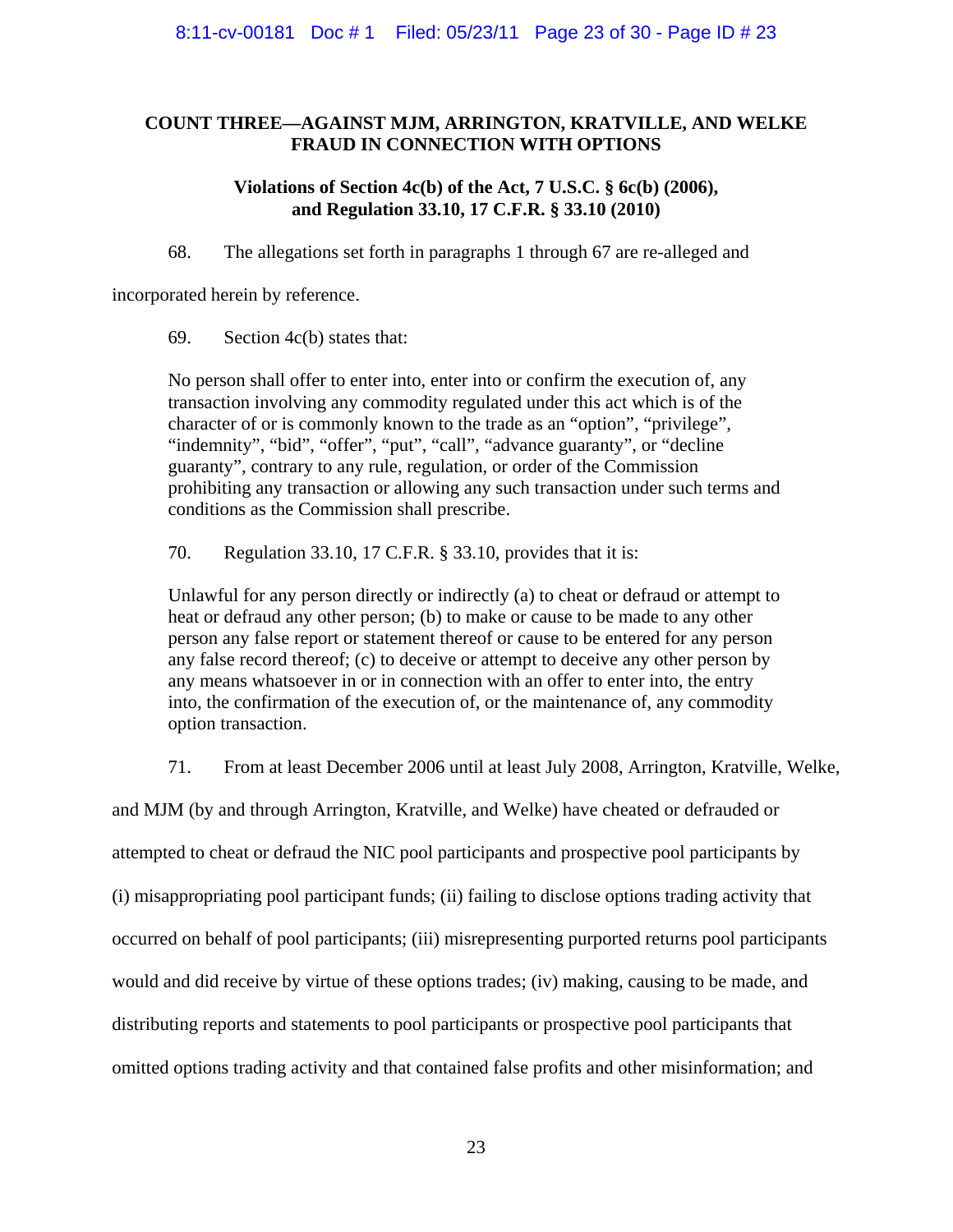**COUNT THREE—AGAINST MJM, ARRINGTON, KRATVILLE, AND WELKE FRAUD IN CONNECTION WITH OPTIONS**

**Violations of Section 4c(b) of the Act, 7 U.S.C. § 6c(b) (2006), and Regulation 33.10, 17 C.F.R. § 33.10 (2010)**

68. The allegations set forth in paragraphs 1 through 67 are re-alleged and incorporated herein by reference.

69. Section 4c(b) states that:

> No person shall offer to enter into, enter into or confirm the execution of, any transaction involving any commodity regulated under this act which is of the character of or is commonly known to the trade as an "option", "privilege", "indemnity", "bid", "offer", "put", "call", "advance guaranty", or "decline guaranty", contrary to any rule, regulation, or order of the Commission prohibiting any transaction or allowing any such transaction under such terms and conditions as the Commission shall prescribe.

70. Regulation 33.10, 17 C.F.R. § 33.10, provides that it is:

> Unlawful for any person directly or indirectly (a) to cheat or defraud or attempt to heat or defraud any other person; (b) to make or cause to be made to any other person any false report or statement thereof or cause to be entered for any person any false record thereof; (c) to deceive or attempt to deceive any other person by any means whatsoever in or in connection with an offer to enter into, the entry into, the confirmation of the execution of, or the maintenance of, any commodity option transaction.

71. From at least December 2006 until at least July 2008, Arrington, Kratville, Welke, and MJM (by and through Arrington, Kratville, and Welke) have cheated or defrauded or attempted to cheat or defraud the NIC pool participants and prospective pool participants by (i) misappropriating pool participant funds; (ii) failing to disclose options trading activity that occurred on behalf of pool participants; (iii) misrepresenting purported returns pool participants would and did receive by virtue of these options trades; (iv) making, causing to be made, and distributing reports and statements to pool participants or prospective pool participants that omitted options trading activity and that contained false profits and other misinformation; and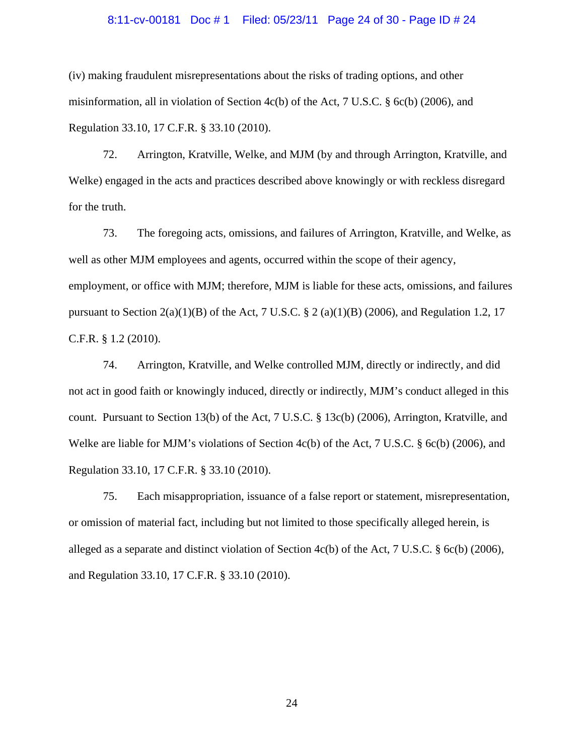(iv) making fraudulent misrepresentations about the risks of trading options, and other misinformation, all in violation of Section 4c(b) of the Act, 7 U.S.C. § 6c(b) (2006), and Regulation 33.10, 17 C.F.R. § 33.10 (2010).

72. Arrington, Kratville, Welke, and MJM (by and through Arrington, Kratville, and Welke) engaged in the acts and practices described above knowingly or with reckless disregard for the truth.

73. The foregoing acts, omissions, and failures of Arrington, Kratville, and Welke, as well as other MJM employees and agents, occurred within the scope of their agency, employment, or office with MJM; therefore, MJM is liable for these acts, omissions, and failures pursuant to Section 2(a)(1)(B) of the Act, 7 U.S.C. § 2 (a)(1)(B) (2006), and Regulation 1.2, 17 C.F.R. § 1.2 (2010).

74. Arrington, Kratville, and Welke controlled MJM, directly or indirectly, and did not act in good faith or knowingly induced, directly or indirectly, MJM's conduct alleged in this count. Pursuant to Section 13(b) of the Act, 7 U.S.C. § 13c(b) (2006), Arrington, Kratville, and Welke are liable for MJM's violations of Section 4c(b) of the Act, 7 U.S.C. § 6c(b) (2006), and Regulation 33.10, 17 C.F.R. § 33.10 (2010).

75. Each misappropriation, issuance of a false report or statement, misrepresentation, or omission of material fact, including but not limited to those specifically alleged herein, is alleged as a separate and distinct violation of Section 4c(b) of the Act, 7 U.S.C. § 6c(b) (2006), and Regulation 33.10, 17 C.F.R. § 33.10 (2010).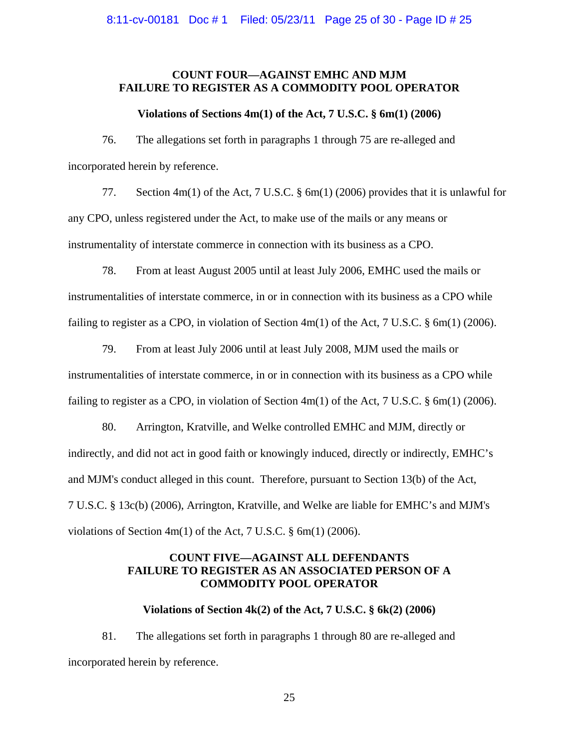**COUNT FOUR—AGAINST EMHC AND MJM**
**FAILURE TO REGISTER AS A COMMODITY POOL OPERATOR**

**Violations of Sections 4m(1) of the Act, 7 U.S.C. § 6m(1) (2006)**

76. The allegations set forth in paragraphs 1 through 75 are re-alleged and incorporated herein by reference.

77. Section 4m(1) of the Act, 7 U.S.C. § 6m(1) (2006) provides that it is unlawful for any CPO, unless registered under the Act, to make use of the mails or any means or instrumentality of interstate commerce in connection with its business as a CPO.

78. From at least August 2005 until at least July 2006, EMHC used the mails or instrumentalities of interstate commerce, in or in connection with its business as a CPO while failing to register as a CPO, in violation of Section 4m(1) of the Act, 7 U.S.C. § 6m(1) (2006).

79. From at least July 2006 until at least July 2008, MJM used the mails or instrumentalities of interstate commerce, in or in connection with its business as a CPO while failing to register as a CPO, in violation of Section 4m(1) of the Act, 7 U.S.C. § 6m(1) (2006).

80. Arrington, Kratville, and Welke controlled EMHC and MJM, directly or indirectly, and did not act in good faith or knowingly induced, directly or indirectly, EMHC's and MJM's conduct alleged in this count. Therefore, pursuant to Section 13(b) of the Act, 7 U.S.C. § 13c(b) (2006), Arrington, Kratville, and Welke are liable for EMHC's and MJM's violations of Section 4m(1) of the Act, 7 U.S.C. § 6m(1) (2006).

**COUNT FIVE—AGAINST ALL DEFENDANTS**
**FAILURE TO REGISTER AS AN ASSOCIATED PERSON OF A COMMODITY POOL OPERATOR**

**Violations of Section 4k(2) of the Act, 7 U.S.C. § 6k(2) (2006)**

81. The allegations set forth in paragraphs 1 through 80 are re-alleged and incorporated herein by reference.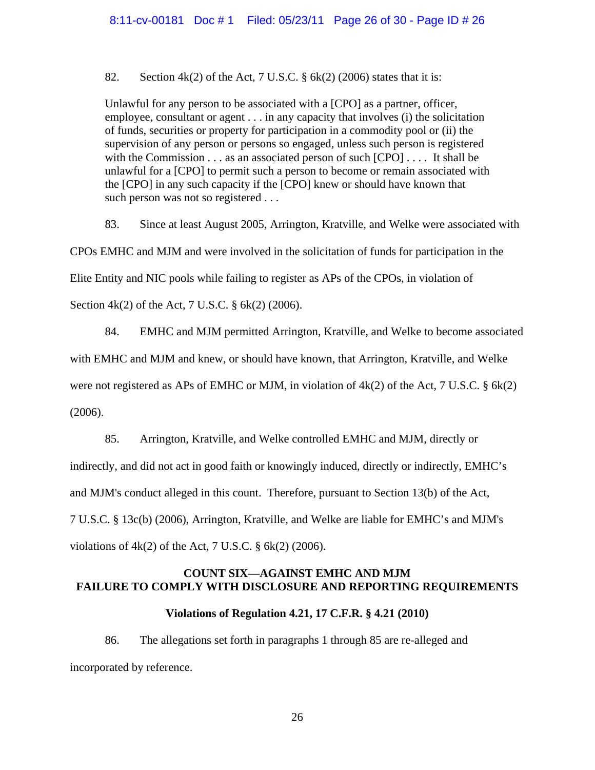82. Section 4k(2) of the Act, 7 U.S.C. § 6k(2) (2006) states that it is:

> Unlawful for any person to be associated with a [CPO] as a partner, officer, employee, consultant or agent . . . in any capacity that involves (i) the solicitation of funds, securities or property for participation in a commodity pool or (ii) the supervision of any person or persons so engaged, unless such person is registered with the Commission . . . as an associated person of such [CPO] . . . . It shall be unlawful for a [CPO] to permit such a person to become or remain associated with the [CPO] in any such capacity if the [CPO] knew or should have known that such person was not so registered . . .

83. Since at least August 2005, Arrington, Kratville, and Welke were associated with CPOs EMHC and MJM and were involved in the solicitation of funds for participation in the Elite Entity and NIC pools while failing to register as APs of the CPOs, in violation of Section 4k(2) of the Act, 7 U.S.C. § 6k(2) (2006).

84. EMHC and MJM permitted Arrington, Kratville, and Welke to become associated with EMHC and MJM and knew, or should have known, that Arrington, Kratville, and Welke were not registered as APs of EMHC or MJM, in violation of 4k(2) of the Act, 7 U.S.C. § 6k(2) (2006).

85. Arrington, Kratville, and Welke controlled EMHC and MJM, directly or indirectly, and did not act in good faith or knowingly induced, directly or indirectly, EMHC's and MJM's conduct alleged in this count. Therefore, pursuant to Section 13(b) of the Act, 7 U.S.C. § 13c(b) (2006), Arrington, Kratville, and Welke are liable for EMHC's and MJM's violations of 4k(2) of the Act, 7 U.S.C. § 6k(2) (2006).

## COUNT SIX—AGAINST EMHC AND MJM
## FAILURE TO COMPLY WITH DISCLOSURE AND REPORTING REQUIREMENTS

### Violations of Regulation 4.21, 17 C.F.R. § 4.21 (2010)

86. The allegations set forth in paragraphs 1 through 85 are re-alleged and incorporated by reference.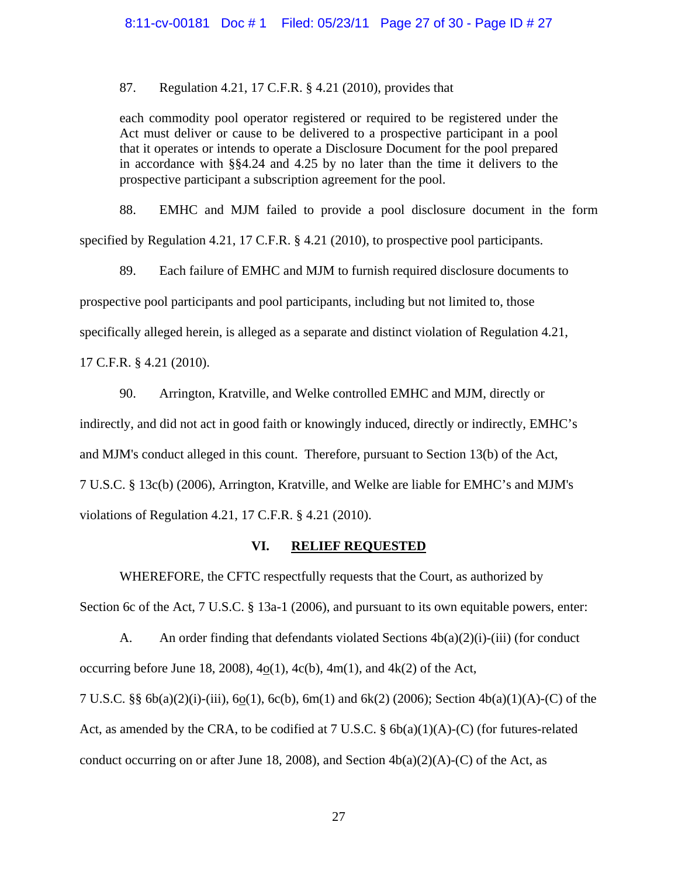87. Regulation 4.21, 17 C.F.R. § 4.21 (2010), provides that

> each commodity pool operator registered or required to be registered under the Act must deliver or cause to be delivered to a prospective participant in a pool that it operates or intends to operate a Disclosure Document for the pool prepared in accordance with §§4.24 and 4.25 by no later than the time it delivers to the prospective participant a subscription agreement for the pool.

88. EMHC and MJM failed to provide a pool disclosure document in the form specified by Regulation 4.21, 17 C.F.R. § 4.21 (2010), to prospective pool participants.

89. Each failure of EMHC and MJM to furnish required disclosure documents to prospective pool participants and pool participants, including but not limited to, those specifically alleged herein, is alleged as a separate and distinct violation of Regulation 4.21, 17 C.F.R. § 4.21 (2010).

90. Arrington, Kratville, and Welke controlled EMHC and MJM, directly or indirectly, and did not act in good faith or knowingly induced, directly or indirectly, EMHC's and MJM's conduct alleged in this count. Therefore, pursuant to Section 13(b) of the Act, 7 U.S.C. § 13c(b) (2006), Arrington, Kratville, and Welke are liable for EMHC's and MJM's violations of Regulation 4.21, 17 C.F.R. § 4.21 (2010).

## VI. RELIEF REQUESTED

WHEREFORE, the CFTC respectfully requests that the Court, as authorized by Section 6c of the Act, 7 U.S.C. § 13a-1 (2006), and pursuant to its own equitable powers, enter:

A. An order finding that defendants violated Sections 4b(a)(2)(i)-(iii) (for conduct occurring before June 18, 2008), 4o(1), 4c(b), 4m(1), and 4k(2) of the Act, 7 U.S.C. §§ 6b(a)(2)(i)-(iii), 6o(1), 6c(b), 6m(1) and 6k(2) (2006); Section 4b(a)(1)(A)-(C) of the Act, as amended by the CRA, to be codified at 7 U.S.C. § 6b(a)(1)(A)-(C) (for futures-related conduct occurring on or after June 18, 2008), and Section 4b(a)(2)(A)-(C) of the Act, as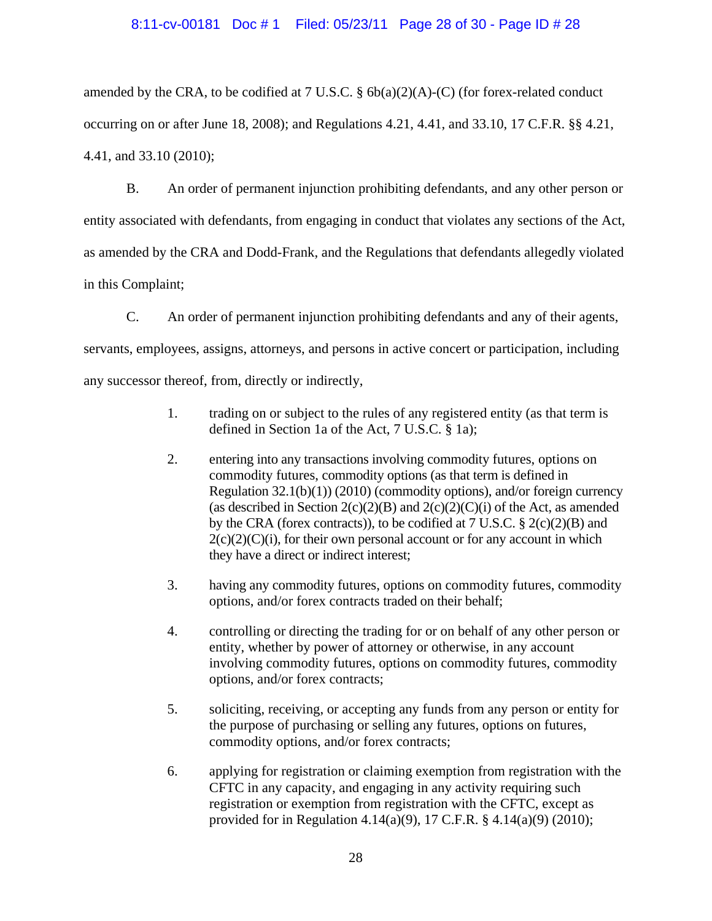amended by the CRA, to be codified at 7 U.S.C. § 6b(a)(2)(A)-(C) (for forex-related conduct occurring on or after June 18, 2008); and Regulations 4.21, 4.41, and 33.10, 17 C.F.R. §§ 4.21, 4.41, and 33.10 (2010);

B. An order of permanent injunction prohibiting defendants, and any other person or entity associated with defendants, from engaging in conduct that violates any sections of the Act, as amended by the CRA and Dodd-Frank, and the Regulations that defendants allegedly violated in this Complaint;

C. An order of permanent injunction prohibiting defendants and any of their agents, servants, employees, assigns, attorneys, and persons in active concert or participation, including any successor thereof, from, directly or indirectly,

1. trading on or subject to the rules of any registered entity (as that term is defined in Section 1a of the Act, 7 U.S.C. § 1a);

2. entering into any transactions involving commodity futures, options on commodity futures, commodity options (as that term is defined in Regulation 32.1(b)(1)) (2010) (commodity options), and/or foreign currency (as described in Section 2(c)(2)(B) and 2(c)(2)(C)(i) of the Act, as amended by the CRA (forex contracts)), to be codified at 7 U.S.C. § 2(c)(2)(B) and 2(c)(2)(C)(i), for their own personal account or for any account in which they have a direct or indirect interest;

3. having any commodity futures, options on commodity futures, commodity options, and/or forex contracts traded on their behalf;

4. controlling or directing the trading for or on behalf of any other person or entity, whether by power of attorney or otherwise, in any account involving commodity futures, options on commodity futures, commodity options, and/or forex contracts;

5. soliciting, receiving, or accepting any funds from any person or entity for the purpose of purchasing or selling any futures, options on futures, commodity options, and/or forex contracts;

6. applying for registration or claiming exemption from registration with the CFTC in any capacity, and engaging in any activity requiring such registration or exemption from registration with the CFTC, except as provided for in Regulation 4.14(a)(9), 17 C.F.R. § 4.14(a)(9) (2010);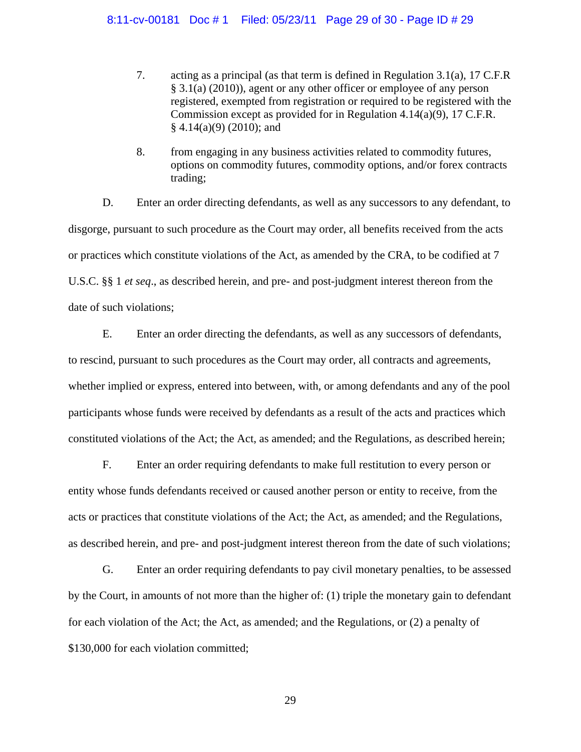7. acting as a principal (as that term is defined in Regulation 3.1(a), 17 C.F.R § 3.1(a) (2010)), agent or any other officer or employee of any person registered, exempted from registration or required to be registered with the Commission except as provided for in Regulation 4.14(a)(9), 17 C.F.R. § 4.14(a)(9) (2010); and

8. from engaging in any business activities related to commodity futures, options on commodity futures, commodity options, and/or forex contracts trading;

D. Enter an order directing defendants, as well as any successors to any defendant, to disgorge, pursuant to such procedure as the Court may order, all benefits received from the acts or practices which constitute violations of the Act, as amended by the CRA, to be codified at 7 U.S.C. §§ 1 *et seq*., as described herein, and pre- and post-judgment interest thereon from the date of such violations;

E. Enter an order directing the defendants, as well as any successors of defendants, to rescind, pursuant to such procedures as the Court may order, all contracts and agreements, whether implied or express, entered into between, with, or among defendants and any of the pool participants whose funds were received by defendants as a result of the acts and practices which constituted violations of the Act; the Act, as amended; and the Regulations, as described herein;

F. Enter an order requiring defendants to make full restitution to every person or entity whose funds defendants received or caused another person or entity to receive, from the acts or practices that constitute violations of the Act; the Act, as amended; and the Regulations, as described herein, and pre- and post-judgment interest thereon from the date of such violations;

G. Enter an order requiring defendants to pay civil monetary penalties, to be assessed by the Court, in amounts of not more than the higher of: (1) triple the monetary gain to defendant for each violation of the Act; the Act, as amended; and the Regulations, or (2) a penalty of $130,000 for each violation committed;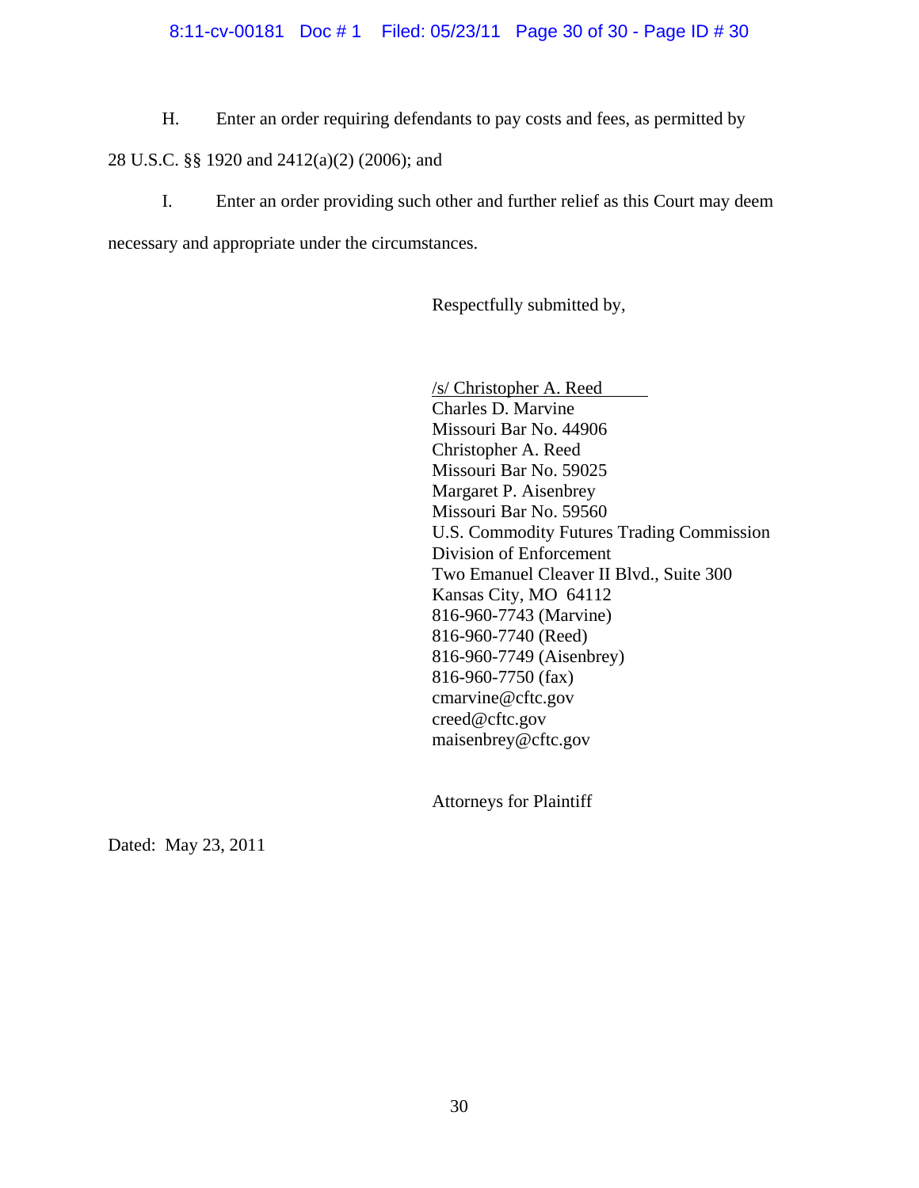H. Enter an order requiring defendants to pay costs and fees, as permitted by 28 U.S.C. §§ 1920 and 2412(a)(2) (2006); and

I. Enter an order providing such other and further relief as this Court may deem necessary and appropriate under the circumstances.

Respectfully submitted by,

/s/ Christopher A. Reed
Charles D. Marvine
Missouri Bar No. 44906
Christopher A. Reed
Missouri Bar No. 59025
Margaret P. Aisenbrey
Missouri Bar No. 59560
U.S. Commodity Futures Trading Commission
Division of Enforcement
Two Emanuel Cleaver II Blvd., Suite 300
Kansas City, MO 64112
816-960-7743 (Marvine)
816-960-7740 (Reed)
816-960-7749 (Aisenbrey)
816-960-7750 (fax)
cmarvine@cftc.gov
creed@cftc.gov
maisenbrey@cftc.gov

Attorneys for Plaintiff

Dated: May 23, 2011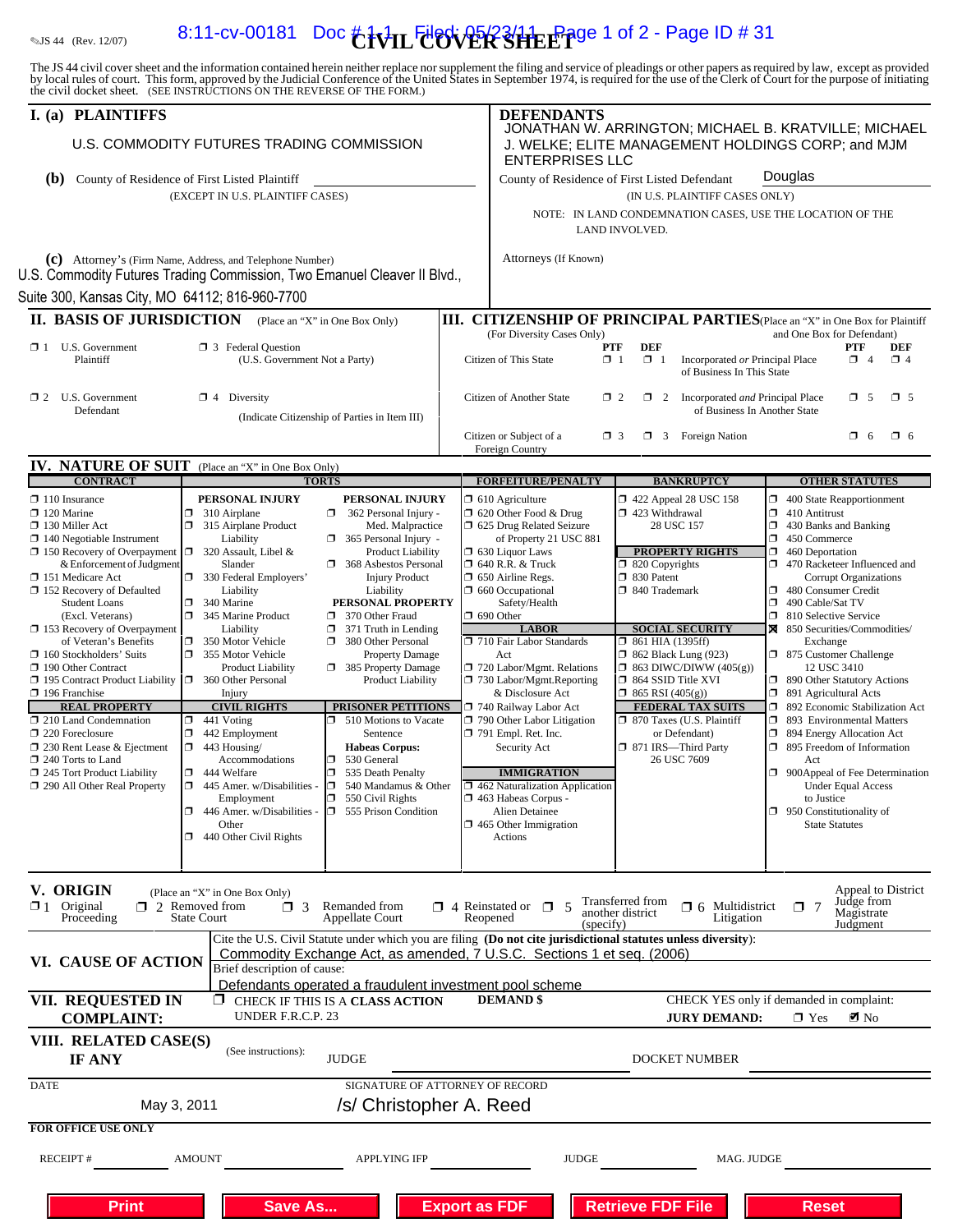JS 44 (Rev. 12/07)

# CIVIL COVER SHEET

The JS 44 civil cover sheet and the information contained herein neither replace nor supplement the filing and service of pleadings or other papers as required by law, except as provided by local rules of court. This form, approved by the Judicial Conference of the United States in September 1974, is required for the use of the Clerk of Court for the purpose of initiating the civil docket sheet. (SEE INSTRUCTIONS ON THE REVERSE OF THE FORM.)

## I. (a) PLAINTIFFS

U.S. COMMODITY FUTURES TRADING COMMISSION

**(b)** County of Residence of First Listed Plaintiff
(EXCEPT IN U.S. PLAINTIFF CASES)

**(c)** Attorney's (Firm Name, Address, and Telephone Number)
U.S. Commodity Futures Trading Commission, Two Emanuel Cleaver II Blvd., Suite 300, Kansas City, MO 64112; 816-960-7700

## DEFENDANTS

JONATHAN W. ARRINGTON; MICHAEL B. KRATVILLE; MICHAEL J. WELKE; ELITE MANAGEMENT HOLDINGS CORP; and MJM ENTERPRISES LLC

County of Residence of First Listed Defendant: Douglas
(IN U.S. PLAINTIFF CASES ONLY)

NOTE: IN LAND CONDEMNATION CASES, USE THE LOCATION OF THE LAND INVOLVED.

Attorneys (If Known)

## II. BASIS OF JURISDICTION (Place an "X" in One Box Only)

- ☐ 1 U.S. Government Plaintiff
- ☐ 3 Federal Question (U.S. Government Not a Party)
- ☐ 2 U.S. Government Defendant
- ☐ 4 Diversity (Indicate Citizenship of Parties in Item III)

## III. CITIZENSHIP OF PRINCIPAL PARTIES (Place an "X" in One Box for Plaintiff and One Box for Defendant) (For Diversity Cases Only)

| | PTF | DEF | | PTF | DEF |
|---|---|---|---|---|---|
| Citizen of This State | ☐ 1 | ☐ 1 | Incorporated *or* Principal Place of Business In This State | ☐ 4 | ☐ 4 |
| Citizen of Another State | ☐ 2 | ☐ 2 | Incorporated *and* Principal Place of Business In Another State | ☐ 5 | ☐ 5 |
| Citizen or Subject of a Foreign Country | ☐ 3 | ☐ 3 | Foreign Nation | ☐ 6 | ☐ 6 |

## IV. NATURE OF SUIT (Place an "X" in One Box Only)

**CONTRACT**
- ☐ 110 Insurance
- ☐ 120 Marine
- ☐ 130 Miller Act
- ☐ 140 Negotiable Instrument
- ☐ 150 Recovery of Overpayment & Enforcement of Judgment
- ☐ 151 Medicare Act
- ☐ 152 Recovery of Defaulted Student Loans (Excl. Veterans)
- ☐ 153 Recovery of Overpayment of Veteran's Benefits
- ☐ 160 Stockholders' Suits
- ☐ 190 Other Contract
- ☐ 195 Contract Product Liability
- ☐ 196 Franchise

**REAL PROPERTY**
- ☐ 210 Land Condemnation
- ☐ 220 Foreclosure
- ☐ 230 Rent Lease & Ejectment
- ☐ 240 Torts to Land
- ☐ 245 Tort Product Liability
- ☐ 290 All Other Real Property

**TORTS**

PERSONAL INJURY
- ☐ 310 Airplane
- ☐ 315 Airplane Product Liability
- ☐ 320 Assault, Libel & Slander
- ☐ 330 Federal Employers' Liability
- ☐ 340 Marine
- ☐ 345 Marine Product Liability
- ☐ 350 Motor Vehicle
- ☐ 355 Motor Vehicle Product Liability
- ☐ 360 Other Personal Injury

PERSONAL INJURY
- ☐ 362 Personal Injury - Med. Malpractice
- ☐ 365 Personal Injury - Product Liability
- ☐ 368 Asbestos Personal Injury Product Liability

PERSONAL PROPERTY
- ☐ 370 Other Fraud
- ☐ 371 Truth in Lending
- ☐ 380 Other Personal Property Damage
- ☐ 385 Property Damage Product Liability

**CIVIL RIGHTS**
- ☐ 441 Voting
- ☐ 442 Employment
- ☐ 443 Housing/ Accommodations
- ☐ 444 Welfare
- ☐ 445 Amer. w/Disabilities - Employment
- ☐ 446 Amer. w/Disabilities - Other
- ☐ 440 Other Civil Rights

**PRISONER PETITIONS**
- ☐ 510 Motions to Vacate Sentence

Habeas Corpus:
- ☐ 530 General
- ☐ 535 Death Penalty
- ☐ 540 Mandamus & Other
- ☐ 550 Civil Rights
- ☐ 555 Prison Condition

**FORFEITURE/PENALTY**
- ☐ 610 Agriculture
- ☐ 620 Other Food & Drug
- ☐ 625 Drug Related Seizure of Property 21 USC 881
- ☐ 630 Liquor Laws
- ☐ 640 R.R. & Truck
- ☐ 650 Airline Regs.
- ☐ 660 Occupational Safety/Health
- ☐ 690 Other

**LABOR**
- ☐ 710 Fair Labor Standards Act
- ☐ 720 Labor/Mgmt. Relations
- ☐ 730 Labor/Mgmt.Reporting & Disclosure Act
- ☐ 740 Railway Labor Act
- ☐ 790 Other Labor Litigation
- ☐ 791 Empl. Ret. Inc. Security Act

**IMMIGRATION**
- ☐ 462 Naturalization Application
- ☐ 463 Habeas Corpus - Alien Detainee
- ☐ 465 Other Immigration Actions

**BANKRUPTCY**
- ☐ 422 Appeal 28 USC 158
- ☐ 423 Withdrawal 28 USC 157

**PROPERTY RIGHTS**
- ☐ 820 Copyrights
- ☐ 830 Patent
- ☐ 840 Trademark

**SOCIAL SECURITY**
- ☐ 861 HIA (1395ff)
- ☐ 862 Black Lung (923)
- ☐ 863 DIWC/DIWW (405(g))
- ☐ 864 SSID Title XVI
- ☐ 865 RSI (405(g))

**FEDERAL TAX SUITS**
- ☐ 870 Taxes (U.S. Plaintiff or Defendant)
- ☐ 871 IRS—Third Party 26 USC 7609

**OTHER STATUTES**
- ☐ 400 State Reapportionment
- ☐ 410 Antitrust
- ☐ 430 Banks and Banking
- ☐ 450 Commerce
- ☐ 460 Deportation
- ☐ 470 Racketeer Influenced and Corrupt Organizations
- ☐ 480 Consumer Credit
- ☐ 490 Cable/Sat TV
- ☐ 810 Selective Service
- ☒ 850 Securities/Commodities/ Exchange
- ☐ 875 Customer Challenge 12 USC 3410
- ☐ 890 Other Statutory Actions
- ☐ 891 Agricultural Acts
- ☐ 892 Economic Stabilization Act
- ☐ 893 Environmental Matters
- ☐ 894 Energy Allocation Act
- ☐ 895 Freedom of Information Act
- ☐ 900Appeal of Fee Determination Under Equal Access to Justice
- ☐ 950 Constitutionality of State Statutes

## V. ORIGIN (Place an "X" in One Box Only)

- ☐ 1 Original Proceeding
- ☐ 2 Removed from State Court
- ☐ 3 Remanded from Appellate Court
- ☐ 4 Reinstated or Reopened
- ☐ 5 Transferred from another district (specify)
- ☐ 6 Multidistrict Litigation
- ☐ 7 Appeal to District Judge from Magistrate Judgment

## VI. CAUSE OF ACTION

Cite the U.S. Civil Statute under which you are filing **(Do not cite jurisdictional statutes unless diversity)**:
Commodity Exchange Act, as amended, 7 U.S.C. Sections 1 et seq. (2006)

Brief description of cause:
Defendants operated a fraudulent investment pool scheme

## VII. REQUESTED IN COMPLAINT:

☐ CHECK IF THIS IS A **CLASS ACTION** UNDER F.R.C.P. 23

**DEMAND $**

CHECK YES only if demanded in complaint:
**JURY DEMAND:** ☐ Yes ☒ No

## VIII. RELATED CASE(S) IF ANY

(See instructions): JUDGE DOCKET NUMBER

DATE: May 3, 2011

SIGNATURE OF ATTORNEY OF RECORD: /s/ Christopher A. Reed

**FOR OFFICE USE ONLY**

RECEIPT # AMOUNT APPLYING IFP JUDGE MAG. JUDGE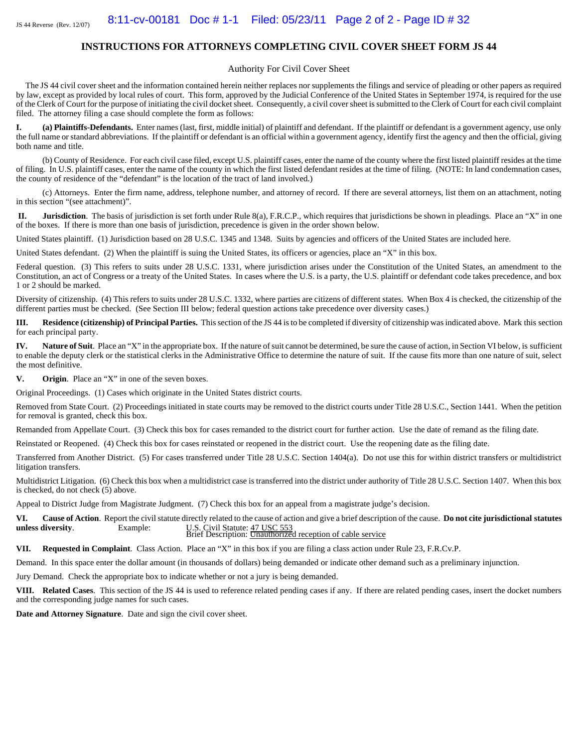JS 44 Reverse (Rev. 12/07)

# INSTRUCTIONS FOR ATTORNEYS COMPLETING CIVIL COVER SHEET FORM JS 44

## Authority For Civil Cover Sheet

The JS 44 civil cover sheet and the information contained herein neither replaces nor supplements the filings and service of pleading or other papers as required by law, except as provided by local rules of court. This form, approved by the Judicial Conference of the United States in September 1974, is required for the use of the Clerk of Court for the purpose of initiating the civil docket sheet. Consequently, a civil cover sheet is submitted to the Clerk of Court for each civil complaint filed. The attorney filing a case should complete the form as follows:

**I. (a) Plaintiffs-Defendants.** Enter names (last, first, middle initial) of plaintiff and defendant. If the plaintiff or defendant is a government agency, use only the full name or standard abbreviations. If the plaintiff or defendant is an official within a government agency, identify first the agency and then the official, giving both name and title.

(b) County of Residence. For each civil case filed, except U.S. plaintiff cases, enter the name of the county where the first listed plaintiff resides at the time of filing. In U.S. plaintiff cases, enter the name of the county in which the first listed defendant resides at the time of filing. (NOTE: In land condemnation cases, the county of residence of the "defendant" is the location of the tract of land involved.)

(c) Attorneys. Enter the firm name, address, telephone number, and attorney of record. If there are several attorneys, list them on an attachment, noting in this section "(see attachment)".

**II. Jurisdiction**. The basis of jurisdiction is set forth under Rule 8(a), F.R.C.P., which requires that jurisdictions be shown in pleadings. Place an "X" in one of the boxes. If there is more than one basis of jurisdiction, precedence is given in the order shown below.

United States plaintiff. (1) Jurisdiction based on 28 U.S.C. 1345 and 1348. Suits by agencies and officers of the United States are included here.

United States defendant. (2) When the plaintiff is suing the United States, its officers or agencies, place an "X" in this box.

Federal question. (3) This refers to suits under 28 U.S.C. 1331, where jurisdiction arises under the Constitution of the United States, an amendment to the Constitution, an act of Congress or a treaty of the United States. In cases where the U.S. is a party, the U.S. plaintiff or defendant code takes precedence, and box 1 or 2 should be marked.

Diversity of citizenship. (4) This refers to suits under 28 U.S.C. 1332, where parties are citizens of different states. When Box 4 is checked, the citizenship of the different parties must be checked. (See Section III below; federal question actions take precedence over diversity cases.)

**III. Residence (citizenship) of Principal Parties.** This section of the JS 44 is to be completed if diversity of citizenship was indicated above. Mark this section for each principal party.

**IV. Nature of Suit**. Place an "X" in the appropriate box. If the nature of suit cannot be determined, be sure the cause of action, in Section VI below, is sufficient to enable the deputy clerk or the statistical clerks in the Administrative Office to determine the nature of suit. If the cause fits more than one nature of suit, select the most definitive.

**V. Origin**. Place an "X" in one of the seven boxes.

Original Proceedings. (1) Cases which originate in the United States district courts.

Removed from State Court. (2) Proceedings initiated in state courts may be removed to the district courts under Title 28 U.S.C., Section 1441. When the petition for removal is granted, check this box.

Remanded from Appellate Court. (3) Check this box for cases remanded to the district court for further action. Use the date of remand as the filing date.

Reinstated or Reopened. (4) Check this box for cases reinstated or reopened in the district court. Use the reopening date as the filing date.

Transferred from Another District. (5) For cases transferred under Title 28 U.S.C. Section 1404(a). Do not use this for within district transfers or multidistrict litigation transfers.

Multidistrict Litigation. (6) Check this box when a multidistrict case is transferred into the district under authority of Title 28 U.S.C. Section 1407. When this box is checked, do not check (5) above.

Appeal to District Judge from Magistrate Judgment. (7) Check this box for an appeal from a magistrate judge's decision.

**VI. Cause of Action**. Report the civil statute directly related to the cause of action and give a brief description of the cause. **Do not cite jurisdictional statutes unless diversity**. Example: U.S. Civil Statute: 47 USC 553
Brief Description: Unauthorized reception of cable service

**VII. Requested in Complaint**. Class Action. Place an "X" in this box if you are filing a class action under Rule 23, F.R.Cv.P.

Demand. In this space enter the dollar amount (in thousands of dollars) being demanded or indicate other demand such as a preliminary injunction.

Jury Demand. Check the appropriate box to indicate whether or not a jury is being demanded.

**VIII. Related Cases**. This section of the JS 44 is used to reference related pending cases if any. If there are related pending cases, insert the docket numbers and the corresponding judge names for such cases.

**Date and Attorney Signature**. Date and sign the civil cover sheet.